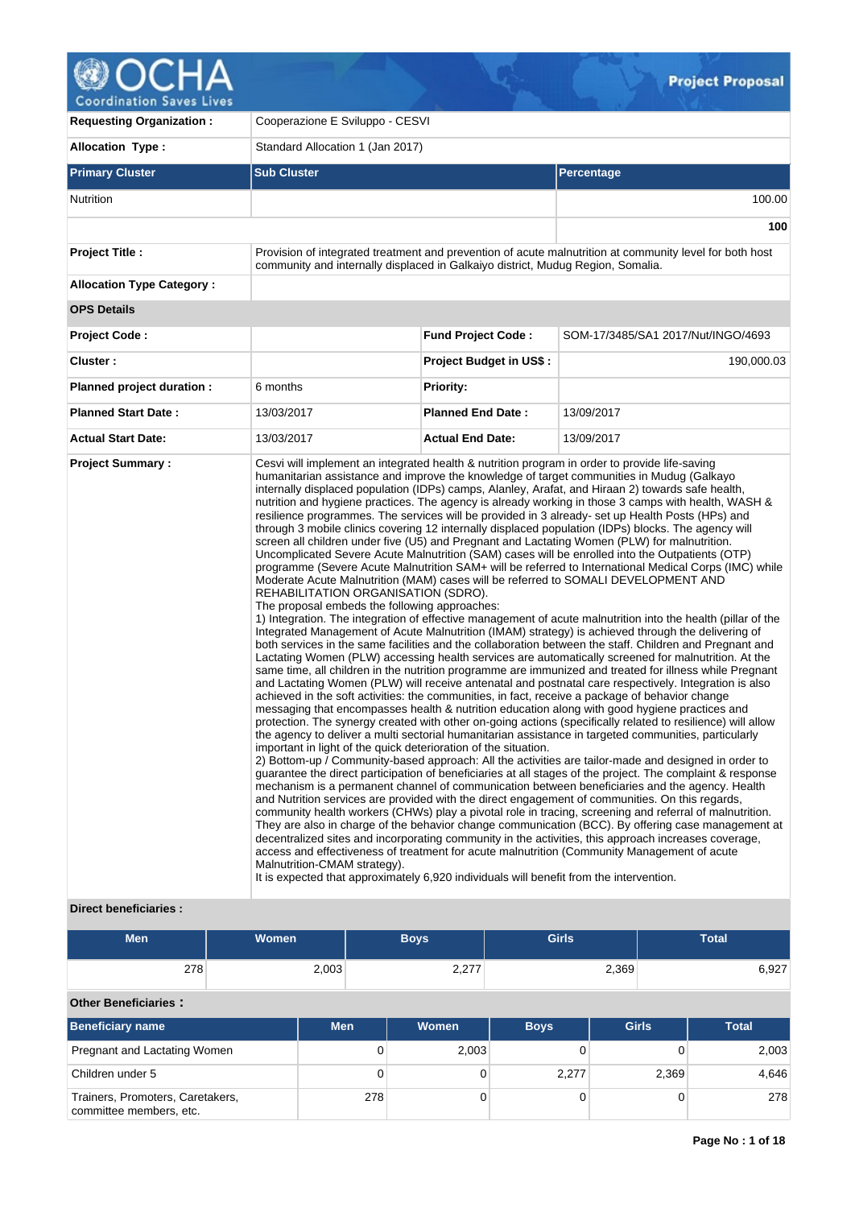# Project Proposal

| | | | |
|---|---|---|---|
| **Requesting Organization :** | Cooperazione E Sviluppo - CESVI | | |
| **Allocation Type :** | Standard Allocation 1 (Jan 2017) | | |

| Primary Cluster | Sub Cluster | Percentage |
|---|---|---|
| Nutrition | | 100.00 |
| | | **100** |

| | |
|---|---|
| **Project Title :** | Provision of integrated treatment and prevention of acute malnutrition at community level for both host community and internally displaced in Galkaiyo district, Mudug Region, Somalia. |
| **Allocation Type Category :** | |

**OPS Details**

| | | | |
|---|---|---|---|
| **Project Code :** | | **Fund Project Code :** | SOM-17/3485/SA1 2017/Nut/INGO/4693 |
| **Cluster :** | | **Project Budget in US$ :** | 190,000.03 |
| **Planned project duration :** | 6 months | **Priority:** | |
| **Planned Start Date :** | 13/03/2017 | **Planned End Date :** | 13/09/2017 |
| **Actual Start Date:** | 13/03/2017 | **Actual End Date:** | 13/09/2017 |

**Project Summary :**

Cesvi will implement an integrated health & nutrition program in order to provide life-saving humanitarian assistance and improve the knowledge of target communities in Mudug (Galkayo internally displaced population (IDPs) camps, Alanley, Arafat, and Hiraan 2) towards safe health, nutrition and hygiene practices. The agency is already working in those 3 camps with health, WASH & resilience programmes. The services will be provided in 3 already- set up Health Posts (HPs) and through 3 mobile clinics covering 12 internally displaced population (IDPs) blocks. The agency will screen all children under five (U5) and Pregnant and Lactating Women (PLW) for malnutrition. Uncomplicated Severe Acute Malnutrition (SAM) cases will be enrolled into the Outpatients (OTP) programme (Severe Acute Malnutrition SAM+ will be referred to International Medical Corps (IMC) while Moderate Acute Malnutrition (MAM) cases will be referred to SOMALI DEVELOPMENT AND REHABILITATION ORGANISATION (SDRO).
The proposal embeds the following approaches:
1) Integration. The integration of effective management of acute malnutrition into the health (pillar of the Integrated Management of Acute Malnutrition (IMAM) strategy) is achieved through the delivering of both services in the same facilities and the collaboration between the staff. Children and Pregnant and Lactating Women (PLW) accessing health services are automatically screened for malnutrition. At the same time, all children in the nutrition programme are immunized and treated for illness while Pregnant and Lactating Women (PLW) will receive antenatal and postnatal care respectively. Integration is also achieved in the soft activities: the communities, in fact, receive a package of behavior change messaging that encompasses health & nutrition education along with good hygiene practices and protection. The synergy created with other on-going actions (specifically related to resilience) will allow the agency to deliver a multi sectorial humanitarian assistance in targeted communities, particularly important in light of the quick deterioration of the situation.
2) Bottom-up / Community-based approach: All the activities are tailor-made and designed in order to guarantee the direct participation of beneficiaries at all stages of the project. The complaint & response mechanism is a permanent channel of communication between beneficiaries and the agency. Health and Nutrition services are provided with the direct engagement of communities. On this regards, community health workers (CHWs) play a pivotal role in tracing, screening and referral of malnutrition. They are also in charge of the behavior change communication (BCC). By offering case management at decentralized sites and incorporating community in the activities, this approach increases coverage, access and effectiveness of treatment for acute malnutrition (Community Management of acute Malnutrition-CMAM strategy).
It is expected that approximately 6,920 individuals will benefit from the intervention.

**Direct beneficiaries :**

| Men | Women | Boys | Girls | Total |
|---|---|---|---|---|
| 278 | 2,003 | 2,277 | 2,369 | 6,927 |

**Other Beneficiaries :**

| Beneficiary name | Men | Women | Boys | Girls | Total |
|---|---|---|---|---|---|
| Pregnant and Lactating Women | 0 | 2,003 | 0 | 0 | 2,003 |
| Children under 5 | 0 | 0 | 2,277 | 2,369 | 4,646 |
| Trainers, Promoters, Caretakers, committee members, etc. | 278 | 0 | 0 | 0 | 278 |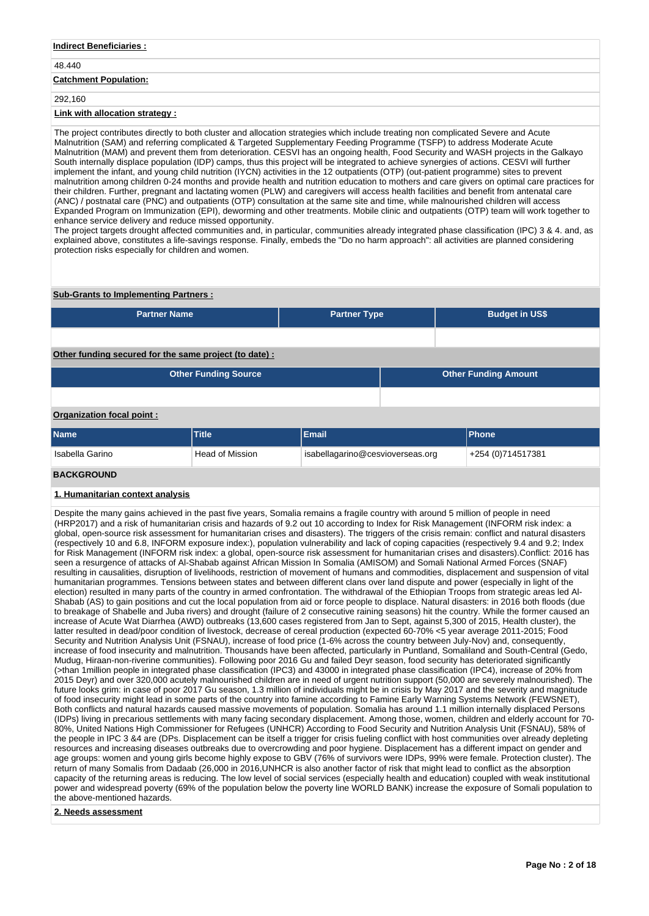**Indirect Beneficiaries :**

48.440

**Catchment Population:**

292,160

**Link with allocation strategy :**

The project contributes directly to both cluster and allocation strategies which include treating non complicated Severe and Acute Malnutrition (SAM) and referring complicated & Targeted Supplementary Feeding Programme (TSFP) to address Moderate Acute Malnutrition (MAM) and prevent them from deterioration. CESVI has an ongoing health, Food Security and WASH projects in the Galkayo South internally displace population (IDP) camps, thus this project will be integrated to achieve synergies of actions. CESVI will further implement the infant, and young child nutrition (IYCN) activities in the 12 outpatients (OTP) (out-patient programme) sites to prevent malnutrition among children 0-24 months and provide health and nutrition education to mothers and care givers on optimal care practices for their children. Further, pregnant and lactating women (PLW) and caregivers will access health facilities and benefit from antenatal care (ANC) / postnatal care (PNC) and outpatients (OTP) consultation at the same site and time, while malnourished children will access Expanded Program on Immunization (EPI), deworming and other treatments. Mobile clinic and outpatients (OTP) team will work together to enhance service delivery and reduce missed opportunity.
The project targets drought affected communities and, in particular, communities already integrated phase classification (IPC) 3 & 4. and, as explained above, constitutes a life-savings response. Finally, embeds the "Do no harm approach": all activities are planned considering protection risks especially for children and women.

**Sub-Grants to Implementing Partners :**

| Partner Name | Partner Type | Budget in US$ |
|---|---|---|
| | | |

**Other funding secured for the same project (to date) :**

| Other Funding Source | Other Funding Amount |
|---|---|
| | |

**Organization focal point :**

| Name | Title | Email | Phone |
|---|---|---|---|
| Isabella Garino | Head of Mission | isabellagarino@cesvioverseas.org | +254 (0)714517381 |

## BACKGROUND

### 1. Humanitarian context analysis

Despite the many gains achieved in the past five years, Somalia remains a fragile country with around 5 million of people in need (HRP2017) and a risk of humanitarian crisis and hazards of 9.2 out 10 according to Index for Risk Management (INFORM risk index: a global, open-source risk assessment for humanitarian crises and disasters). The triggers of the crisis remain: conflict and natural disasters (respectively 10 and 6.8, INFORM exposure index:), population vulnerability and lack of coping capacities (respectively 9.4 and 9.2; Index for Risk Management (INFORM risk index: a global, open-source risk assessment for humanitarian crises and disasters).Conflict: 2016 has seen a resurgence of attacks of Al-Shabab against African Mission In Somalia (AMISOM) and Somali National Armed Forces (SNAF) resulting in causalities, disruption of livelihoods, restriction of movement of humans and commodities, displacement and suspension of vital humanitarian programmes. Tensions between states and between different clans over land dispute and power (especially in light of the election) resulted in many parts of the country in armed confrontation. The withdrawal of the Ethiopian Troops from strategic areas led Al-Shabab (AS) to gain positions and cut the local population from aid or force people to displace. Natural disasters: in 2016 both floods (due to breakage of Shabelle and Juba rivers) and drought (failure of 2 consecutive raining seasons) hit the country. While the former caused an increase of Acute Wat Diarrhea (AWD) outbreaks (13,600 cases registered from Jan to Sept, against 5,300 of 2015, Health cluster), the latter resulted in dead/poor condition of livestock, decrease of cereal production (expected 60-70% <5 year average 2011-2015; Food Security and Nutrition Analysis Unit (FSNAU), increase of food price (1-6% across the country between July-Nov) and, consequently, increase of food insecurity and malnutrition. Thousands have been affected, particularly in Puntland, Somaliland and South-Central (Gedo, Mudug, Hiraan-non-riverine communities). Following poor 2016 Gu and failed Deyr season, food security has deteriorated significantly (>than 1million people in integrated phase classification (IPC3) and 43000 in integrated phase classification (IPC4), increase of 20% from 2015 Deyr) and over 320,000 acutely malnourished children are in need of urgent nutrition support (50,000 are severely malnourished). The future looks grim: in case of poor 2017 Gu season, 1.3 million of individuals might be in crisis by May 2017 and the severity and magnitude of food insecurity might lead in some parts of the country into famine according to Famine Early Warning Systems Network (FEWSNET), Both conflicts and natural hazards caused massive movements of population. Somalia has around 1.1 million internally displaced Persons (IDPs) living in precarious settlements with many facing secondary displacement. Among those, women, children and elderly account for 70-80%, United Nations High Commissioner for Refugees (UNHCR) According to Food Security and Nutrition Analysis Unit (FSNAU), 58% of the people in IPC 3 &4 are (DPs. Displacement can be itself a trigger for crisis fueling conflict with host communities over already depleting resources and increasing diseases outbreaks due to overcrowding and poor hygiene. Displacement has a different impact on gender and age groups: women and young girls become highly expose to GBV (76% of survivors were IDPs, 99% were female. Protection cluster). The return of many Somalis from Dadaab (26,000 in 2016,UNHCR is also another factor of risk that might lead to conflict as the absorption capacity of the returning areas is reducing. The low level of social services (especially health and education) coupled with weak institutional power and widespread poverty (69% of the population below the poverty line WORLD BANK) increase the exposure of Somali population to the above-mentioned hazards.

### 2. Needs assessment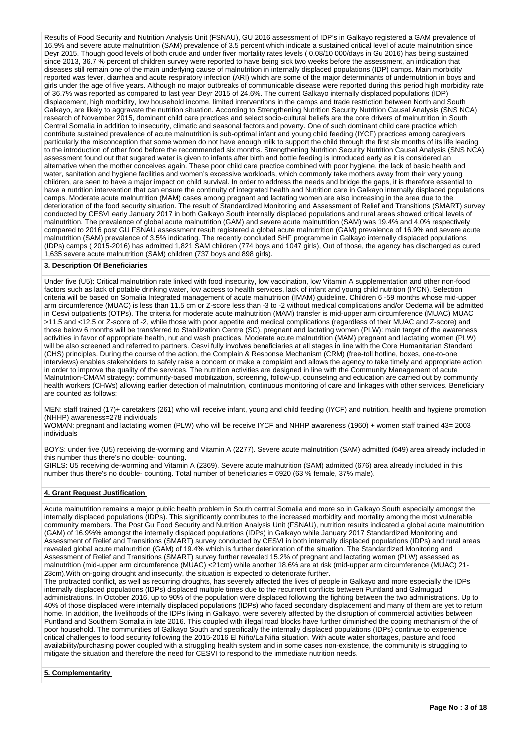Results of Food Security and Nutrition Analysis Unit (FSNAU), GU 2016 assessment of IDP's in Galkayo registered a GAM prevalence of 16.9% and severe acute malnutrition (SAM) prevalence of 3.5 percent which indicate a sustained critical level of acute malnutrition since Deyr 2015. Though good levels of both crude and under fiver mortality rates levels ( 0.08/10 000/days in Gu 2016) has being sustained since 2013, 36.7 % percent of children survey were reported to have being sick two weeks before the assessment, an indication that diseases still remain one of the main underlying cause of malnutrition in internally displaced populations (IDP) camps. Main morbidity reported was fever, diarrhea and acute respiratory infection (ARI) which are some of the major determinants of undernutrition in boys and girls under the age of five years. Although no major outbreaks of communicable disease were reported during this period high morbidity rate of 36.7% was reported as compared to last year Deyr 2015 of 24.6%. The current Galkayo internally displaced populations (IDP) displacement, high morbidity, low household income, limited interventions in the camps and trade restriction between North and South Galkayo, are likely to aggravate the nutrition situation. According to Strengthening Nutrition Security Nutrition Causal Analysis (SNS NCA) research of November 2015, dominant child care practices and select socio-cultural beliefs are the core drivers of malnutrition in South Central Somalia in addition to insecurity, climatic and seasonal factors and poverty. One of such dominant child care practice which contribute sustained prevalence of acute malnutrition is sub-optimal infant and young child feeding (IYCF) practices among caregivers particularly the misconception that some women do not have enough milk to support the child through the first six months of its life leading to the introduction of other food before the recommended six months. Strengthening Nutrition Security Nutrition Causal Analysis (SNS NCA) assessment found out that sugared water is given to infants after birth and bottle feeding is introduced early as it is considered an alternative when the mother conceives again. These poor child care practice combined with poor hygiene, the lack of basic health and water, sanitation and hygiene facilities and women's excessive workloads, which commonly take mothers away from their very young children, are seen to have a major impact on child survival. In order to address the needs and bridge the gaps, it is therefore essential to have a nutrition intervention that can ensure the continuity of integrated health and Nutrition care in Galkayo internally displaced populations camps. Moderate acute malnutrition (MAM) cases among pregnant and lactating women are also increasing in the area due to the deterioration of the food security situation. The result of Standardized Monitoring and Assessment of Relief and Transitions (SMART) survey conducted by CESVI early January 2017 in both Galkayo South internally displaced populations and rural areas showed critical levels of malnutrition. The prevalence of global acute malnutrition (GAM) and severe acute malnutrition (SAM) was 19.4% and 4.0% respectively compared to 2016 post GU FSNAU assessment result registered a global acute malnutrition (GAM) prevalence of 16.9% and severe acute malnutrition (SAM) prevalence of 3.5% indicating. The recently concluded SHF programme in Galkayo internally displaced populations (IDPs) camps ( 2015-2016) has admitted 1,821 SAM children (774 boys and 1047 girls), Out of those, the agency has discharged as cured 1,635 severe acute malnutrition (SAM) children (737 boys and 898 girls).

## 3. Description Of Beneficiaries

Under five (U5): Critical malnutrition rate linked with food insecurity, low vaccination, low Vitamin A supplementation and other non-food factors such as lack of potable drinking water, low access to health services, lack of infant and young child nutrition (IYCN). Selection criteria will be based on Somalia Integrated management of acute malnutrition (IMAM) guideline. Children 6 -59 months whose mid-upper arm circumference (MUAC) is less than 11.5 cm or Z-score less than -3 to -2 without medical complications and/or Oedema will be admitted in Cesvi outpatients (OTPs). The criteria for moderate acute malnutrition (MAM) transfer is mid-upper arm circumference (MUAC) MUAC >11.5 and <12.5 or Z-score of -2, while those with poor appetite and medical complications (regardless of their MUAC and Z-score) and those below 6 months will be transferred to Stabilization Centre (SC). pregnant and lactating women (PLW): main target of the awareness activities in favor of appropriate health, nut and wash practices. Moderate acute malnutrition (MAM) pregnant and lactating women (PLW) will be also screened and referred to partners. Cesvi fully involves beneficiaries at all stages in line with the Core Humanitarian Standard (CHS) principles. During the course of the action, the Complain & Response Mechanism (CRM) (free-toll hotline, boxes, one-to-one interviews) enables stakeholders to safely raise a concern or make a complaint and allows the agency to take timely and appropriate action in order to improve the quality of the services. The nutrition activities are designed in line with the Community Management of acute Malnutrition-CMAM strategy: community-based mobilization, screening, follow-up, counseling and education are carried out by community health workers (CHWs) allowing earlier detection of malnutrition, continuous monitoring of care and linkages with other services. Beneficiary are counted as follows:

MEN: staff trained (17)+ caretakers (261) who will receive infant, young and child feeding (IYCF) and nutrition, health and hygiene promotion (NHHP) awareness=278 individuals
WOMAN: pregnant and lactating women (PLW) who will be receive IYCF and NHHP awareness (1960) + women staff trained 43= 2003 individuals

BOYS: under five (U5) receiving de-worming and Vitamin A (2277). Severe acute malnutrition (SAM) admitted (649) area already included in this number thus there's no double- counting.
GIRLS: U5 receiving de-worming and Vitamin A (2369). Severe acute malnutrition (SAM) admitted (676) area already included in this number thus there's no double- counting. Total number of beneficiaries = 6920 (63 % female, 37% male).

## 4. Grant Request Justification

Acute malnutrition remains a major public health problem in South central Somalia and more so in Galkayo South especially amongst the internally displaced populations (IDPs). This significantly contributes to the increased morbidity and mortality among the most vulnerable community members. The Post Gu Food Security and Nutrition Analysis Unit (FSNAU), nutrition results indicated a global acute malnutrition (GAM) of 16.9%% amongst the internally displaced populations (IDPs) in Galkayo while January 2017 Standardized Monitoring and Assessment of Relief and Transitions (SMART) survey conducted by CESVI in both internally displaced populations (IDPs) and rural areas revealed global acute malnutrition (GAM) of 19.4% which is further deterioration of the situation. The Standardized Monitoring and Assessment of Relief and Transitions (SMART) survey further revealed 15.2% of pregnant and lactating women (PLW) assessed as malnutrition (mid-upper arm circumference (MUAC) <21cm) while another 18.6% are at risk (mid-upper arm circumference (MUAC) 21-23cm).With on-going drought and insecurity, the situation is expected to deteriorate further.
The protracted conflict, as well as recurring droughts, has severely affected the lives of people in Galkayo and more especially the IDPs internally displaced populations (IDPs) displaced multiple times due to the recurrent conflicts between Puntland and Galmugud administrations. In October 2016, up to 90% of the population were displaced following the fighting between the two administrations. Up to 40% of those displaced were internally displaced populations (IDPs) who faced secondary displacement and many of them are yet to return home. In addition, the livelihoods of the IDPs living in Galkayo, were severely affected by the disruption of commercial activities between Puntland and Southern Somalia in late 2016. This coupled with illegal road blocks have further diminished the coping mechanism of the of poor household. The communities of Galkayo South and specifically the internally displaced populations (IDPs) continue to experience critical challenges to food security following the 2015-2016 El Niño/La Niña situation. With acute water shortages, pasture and food availability/purchasing power coupled with a struggling health system and in some cases non-existence, the community is struggling to mitigate the situation and therefore the need for CESVI to respond to the immediate nutrition needs.

## 5. Complementarity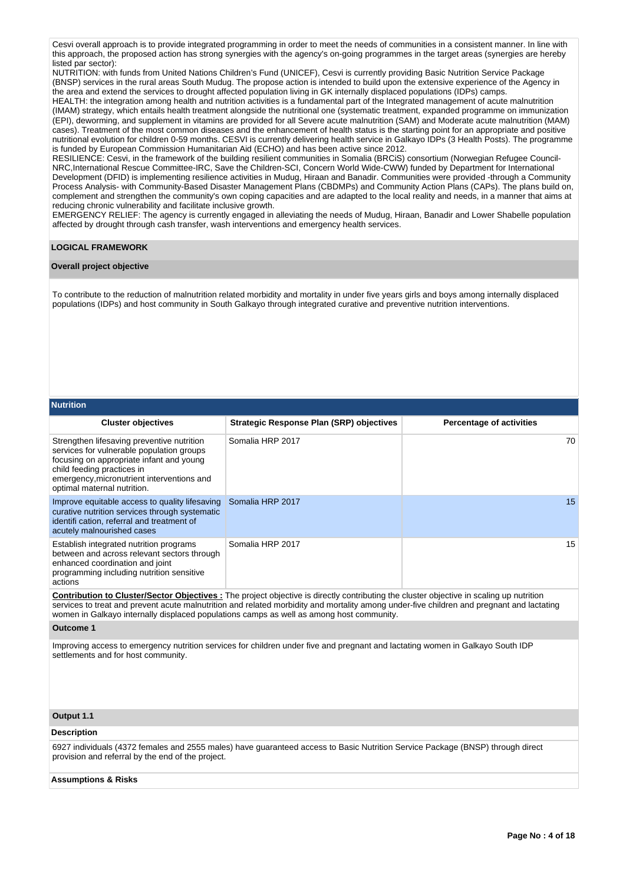Cesvi overall approach is to provide integrated programming in order to meet the needs of communities in a consistent manner. In line with this approach, the proposed action has strong synergies with the agency's on-going programmes in the target areas (synergies are hereby listed par sector):

NUTRITION: with funds from United Nations Children's Fund (UNICEF), Cesvi is currently providing Basic Nutrition Service Package (BNSP) services in the rural areas South Mudug. The propose action is intended to build upon the extensive experience of the Agency in the area and extend the services to drought affected population living in GK internally displaced populations (IDPs) camps.

HEALTH: the integration among health and nutrition activities is a fundamental part of the Integrated management of acute malnutrition (IMAM) strategy, which entails health treatment alongside the nutritional one (systematic treatment, expanded programme on immunization (EPI), deworming, and supplement in vitamins are provided for all Severe acute malnutrition (SAM) and Moderate acute malnutrition (MAM) cases). Treatment of the most common diseases and the enhancement of health status is the starting point for an appropriate and positive nutritional evolution for children 0-59 months. CESVI is currently delivering health service in Galkayo IDPs (3 Health Posts). The programme is funded by European Commission Humanitarian Aid (ECHO) and has been active since 2012.

RESILIENCE: Cesvi, in the framework of the building resilient communities in Somalia (BRCiS) consortium (Norwegian Refugee Council-NRC,International Rescue Committee-IRC, Save the Children-SCI, Concern World Wide-CWW) funded by Department for International Development (DFID) is implementing resilience activities in Mudug, Hiraan and Banadir. Communities were provided -through a Community Process Analysis- with Community-Based Disaster Management Plans (CBDMPs) and Community Action Plans (CAPs). The plans build on, complement and strengthen the community's own coping capacities and are adapted to the local reality and needs, in a manner that aims at reducing chronic vulnerability and facilitate inclusive growth.

EMERGENCY RELIEF: The agency is currently engaged in alleviating the needs of Mudug, Hiraan, Banadir and Lower Shabelle population affected by drought through cash transfer, wash interventions and emergency health services.

## LOGICAL FRAMEWORK

### Overall project objective

To contribute to the reduction of malnutrition related morbidity and mortality in under five years girls and boys among internally displaced populations (IDPs) and host community in South Galkayo through integrated curative and preventive nutrition interventions.

### Nutrition

| Cluster objectives | Strategic Response Plan (SRP) objectives | Percentage of activities |
|---|---|---|
| Strengthen lifesaving preventive nutrition services for vulnerable population groups focusing on appropriate infant and young child feeding practices in emergency,micronutrient interventions and optimal maternal nutrition. | Somalia HRP 2017 | 70 |
| Improve equitable access to quality lifesaving curative nutrition services through systematic identifi cation, referral and treatment of acutely malnourished cases | Somalia HRP 2017 | 15 |
| Establish integrated nutrition programs between and across relevant sectors through enhanced coordination and joint programming including nutrition sensitive actions | Somalia HRP 2017 | 15 |

**Contribution to Cluster/Sector Objectives :** The project objective is directly contributing the cluster objective in scaling up nutrition services to treat and prevent acute malnutrition and related morbidity and mortality among under-five children and pregnant and lactating women in Galkayo internally displaced populations camps as well as among host community.

### Outcome 1

Improving access to emergency nutrition services for children under five and pregnant and lactating women in Galkayo South IDP settlements and for host community.

### Output 1.1

**Description**

6927 individuals (4372 females and 2555 males) have guaranteed access to Basic Nutrition Service Package (BNSP) through direct provision and referral by the end of the project.

**Assumptions & Risks**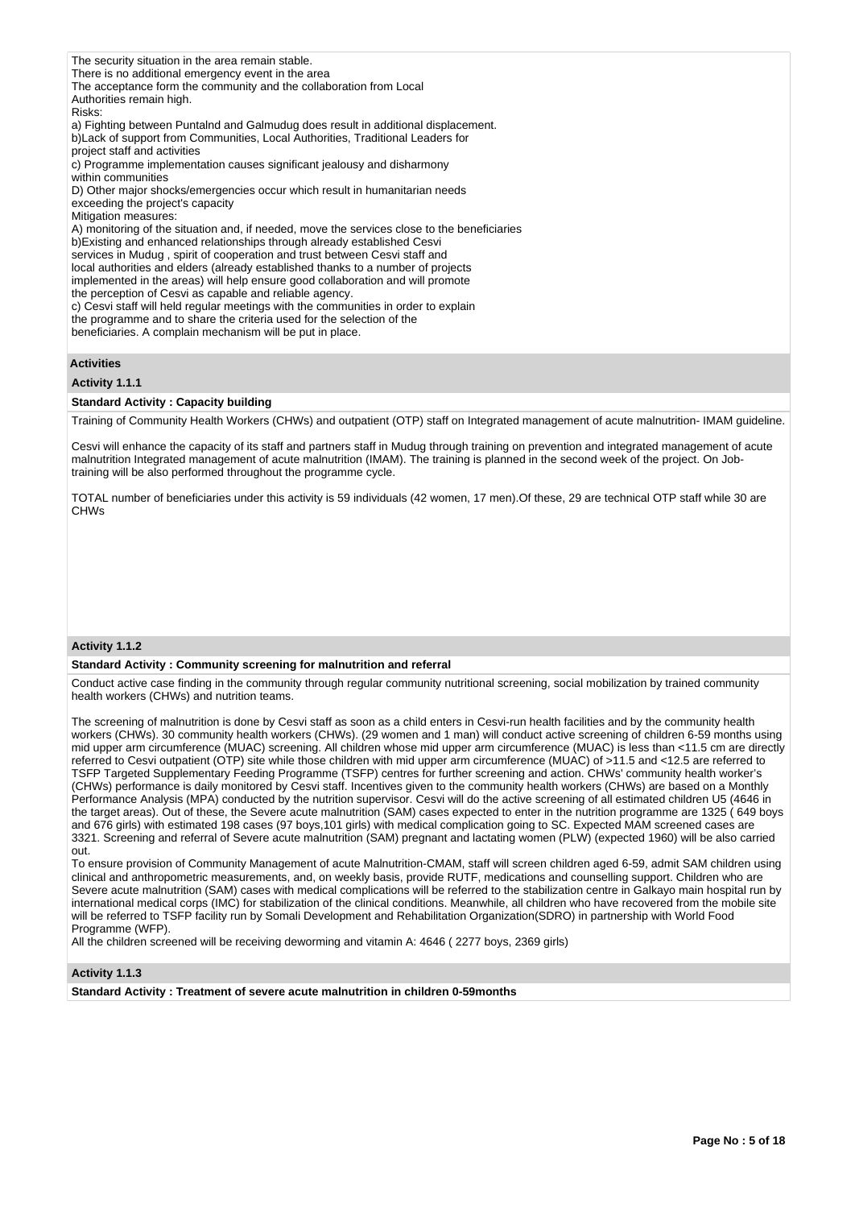The security situation in the area remain stable.
There is no additional emergency event in the area
The acceptance form the community and the collaboration from Local
Authorities remain high.
Risks:
a) Fighting between Puntalnd and Galmudug does result in additional displacement.
b)Lack of support from Communities, Local Authorities, Traditional Leaders for
project staff and activities
c) Programme implementation causes significant jealousy and disharmony
within communities
D) Other major shocks/emergencies occur which result in humanitarian needs
exceeding the project's capacity
Mitigation measures:
A) monitoring of the situation and, if needed, move the services close to the beneficiaries
b)Existing and enhanced relationships through already established Cesvi
services in Mudug , spirit of cooperation and trust between Cesvi staff and
local authorities and elders (already established thanks to a number of projects
implemented in the areas) will help ensure good collaboration and will promote
the perception of Cesvi as capable and reliable agency.
c) Cesvi staff will held regular meetings with the communities in order to explain
the programme and to share the criteria used for the selection of the
beneficiaries. A complain mechanism will be put in place.

## Activities

### Activity 1.1.1

**Standard Activity : Capacity building**

Training of Community Health Workers (CHWs) and outpatient (OTP) staff on Integrated management of acute malnutrition- IMAM guideline.

Cesvi will enhance the capacity of its staff and partners staff in Mudug through training on prevention and integrated management of acute malnutrition Integrated management of acute malnutrition (IMAM). The training is planned in the second week of the project. On Job-training will be also performed throughout the programme cycle.

TOTAL number of beneficiaries under this activity is 59 individuals (42 women, 17 men).Of these, 29 are technical OTP staff while 30 are CHWs

### Activity 1.1.2

**Standard Activity : Community screening for malnutrition and referral**

Conduct active case finding in the community through regular community nutritional screening, social mobilization by trained community health workers (CHWs) and nutrition teams.

The screening of malnutrition is done by Cesvi staff as soon as a child enters in Cesvi-run health facilities and by the community health workers (CHWs). 30 community health workers (CHWs). (29 women and 1 man) will conduct active screening of children 6-59 months using mid upper arm circumference (MUAC) screening. All children whose mid upper arm circumference (MUAC) is less than <11.5 cm are directly referred to Cesvi outpatient (OTP) site while those children with mid upper arm circumference (MUAC) of >11.5 and <12.5 are referred to TSFP Targeted Supplementary Feeding Programme (TSFP) centres for further screening and action. CHWs' community health worker's (CHWs) performance is daily monitored by Cesvi staff. Incentives given to the community health workers (CHWs) are based on a Monthly Performance Analysis (MPA) conducted by the nutrition supervisor. Cesvi will do the active screening of all estimated children U5 (4646 in the target areas). Out of these, the Severe acute malnutrition (SAM) cases expected to enter in the nutrition programme are 1325 ( 649 boys and 676 girls) with estimated 198 cases (97 boys,101 girls) with medical complication going to SC. Expected MAM screened cases are 3321. Screening and referral of Severe acute malnutrition (SAM) pregnant and lactating women (PLW) (expected 1960) will be also carried out.
To ensure provision of Community Management of acute Malnutrition-CMAM, staff will screen children aged 6-59, admit SAM children using clinical and anthropometric measurements, and, on weekly basis, provide RUTF, medications and counselling support. Children who are Severe acute malnutrition (SAM) cases with medical complications will be referred to the stabilization centre in Galkayo main hospital run by international medical corps (IMC) for stabilization of the clinical conditions. Meanwhile, all children who have recovered from the mobile site will be referred to TSFP facility run by Somali Development and Rehabilitation Organization(SDRO) in partnership with World Food Programme (WFP).
All the children screened will be receiving deworming and vitamin A: 4646 ( 2277 boys, 2369 girls)

### Activity 1.1.3

**Standard Activity : Treatment of severe acute malnutrition in children 0-59months**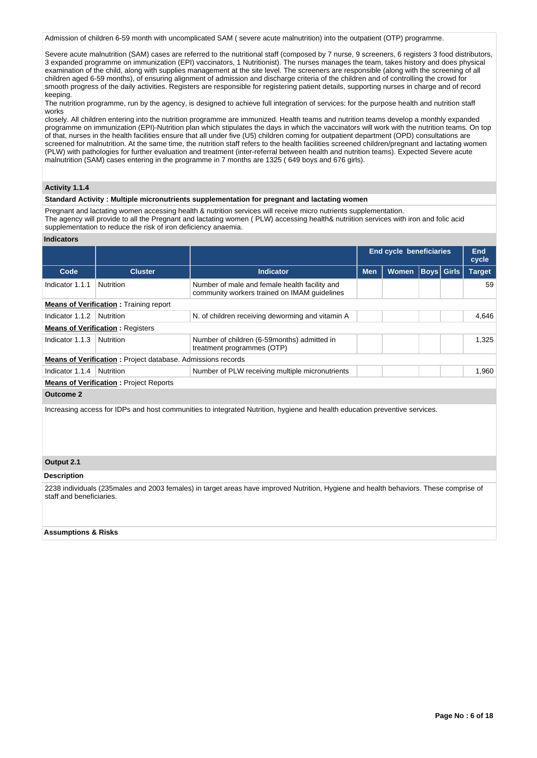Admission of children 6-59 month with uncomplicated SAM ( severe acute malnutrition) into the outpatient (OTP) programme.

Severe acute malnutrition (SAM) cases are referred to the nutritional staff (composed by 7 nurse, 9 screeners, 6 registers 3 food distributors, 3 expanded programme on immunization (EPI) vaccinators, 1 Nutritionist). The nurses manages the team, takes history and does physical examination of the child, along with supplies management at the site level. The screeners are responsible (along with the screening of all children aged 6-59 months), of ensuring alignment of admission and discharge criteria of the children and of controlling the crowd for smooth progress of the daily activities. Registers are responsible for registering patient details, supporting nurses in charge and of record keeping.
The nutrition programme, run by the agency, is designed to achieve full integration of services: for the purpose health and nutrition staff works
closely. All children entering into the nutrition programme are immunized. Health teams and nutrition teams develop a monthly expanded programme on immunization (EPI)-Nutrition plan which stipulates the days in which the vaccinators will work with the nutrition teams. On top of that, nurses in the health facilities ensure that all under five (U5) children coming for outpatient department (OPD) consultations are screened for malnutrition. At the same time, the nutrition staff refers to the health facilities screened children/pregnant and lactating women (PLW) with pathologies for further evaluation and treatment (inter-referral between health and nutrition teams). Expected Severe acute malnutrition (SAM) cases entering in the programme in 7 months are 1325 ( 649 boys and 676 girls).

### Activity 1.1.4

**Standard Activity : Multiple micronutrients supplementation for pregnant and lactating women**

Pregnant and lactating women accessing health & nutrition services will receive micro nutrients supplementation.
The agency will provide to all the Pregnant and lactating women ( PLW) accessing health& nutriition services with iron and folic acid supplementation to reduce the risk of iron deficiency anaemia.

### Indicators

| | | | End cycle beneficiaries | | | | End cycle |
|---|---|---|---|---|---|---|---|
| **Code** | **Cluster** | **Indicator** | **Men** | **Women** | **Boys** | **Girls** | **Target** |
| Indicator 1.1.1 | Nutrition | Number of male and female health facility and community workers trained on IMAM guidelines | | | | | 59 |
| **Means of Verification :** Training report | | | | | | | |
| Indicator 1.1.2 | Nutrition | N. of children receiving deworming and vitamin A | | | | | 4,646 |
| **Means of Verification :** Registers | | | | | | | |
| Indicator 1.1.3 | Nutrition | Number of children (6-59months) admitted in treatment programmes (OTP) | | | | | 1,325 |
| **Means of Verification :** Project database. Admissions records | | | | | | | |
| Indicator 1.1.4 | Nutrition | Number of PLW receiving multiple micronutrients | | | | | 1,960 |
| **Means of Verification :** Project Reports | | | | | | | |

### Outcome 2

Increasing access for IDPs and host communities to integrated Nutrition, hygiene and health education preventive services.

### Output 2.1

**Description**

2238 individuals (235males and 2003 females) in target areas have improved Nutrition, Hygiene and health behaviors. These comprise of staff and beneficiaries.

**Assumptions & Risks**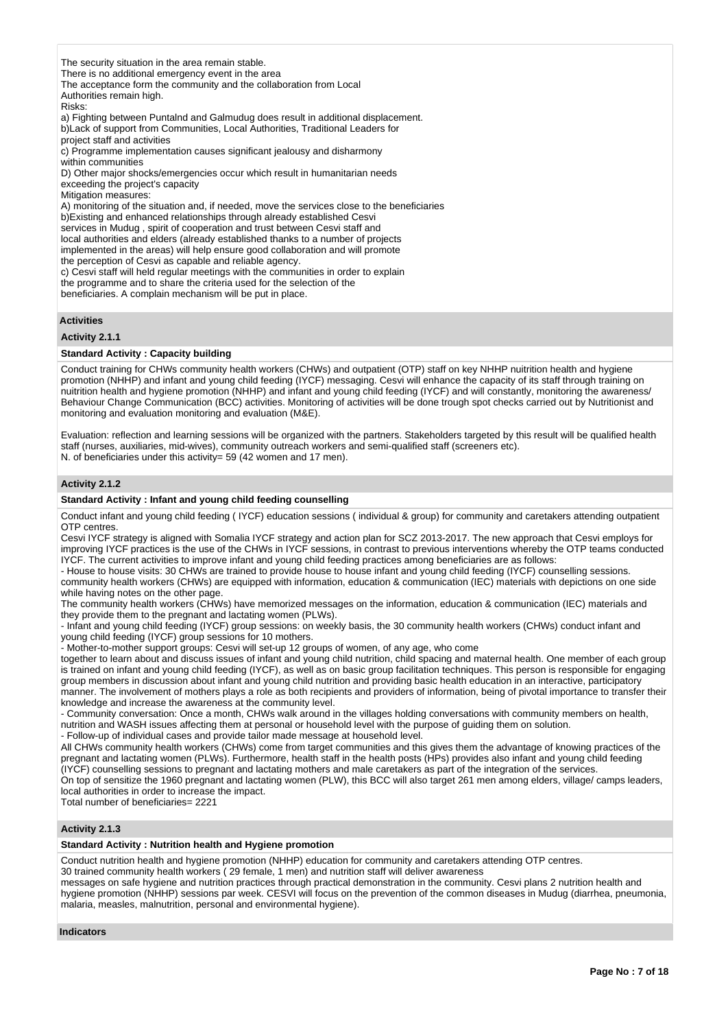The security situation in the area remain stable.
There is no additional emergency event in the area
The acceptance form the community and the collaboration from Local
Authorities remain high.
Risks:
a) Fighting between Puntalnd and Galmudug does result in additional displacement.
b)Lack of support from Communities, Local Authorities, Traditional Leaders for
project staff and activities
c) Programme implementation causes significant jealousy and disharmony
within communities
D) Other major shocks/emergencies occur which result in humanitarian needs
exceeding the project's capacity
Mitigation measures:
A) monitoring of the situation and, if needed, move the services close to the beneficiaries
b)Existing and enhanced relationships through already established Cesvi
services in Mudug , spirit of cooperation and trust between Cesvi staff and
local authorities and elders (already established thanks to a number of projects
implemented in the areas) will help ensure good collaboration and will promote
the perception of Cesvi as capable and reliable agency.
c) Cesvi staff will held regular meetings with the communities in order to explain
the programme and to share the criteria used for the selection of the
beneficiaries. A complain mechanism will be put in place.

## Activities

### Activity 2.1.1

**Standard Activity : Capacity building**

Conduct training for CHWs community health workers (CHWs) and outpatient (OTP) staff on key NHHP nuitrition health and hygiene promotion (NHHP) and infant and young child feeding (IYCF) messaging. Cesvi will enhance the capacity of its staff through training on nuitrition health and hygiene promotion (NHHP) and infant and young child feeding (IYCF) and will constantly, monitoring the awareness/ Behaviour Change Communication (BCC) activities. Monitoring of activities will be done trough spot checks carried out by Nutritionist and monitoring and evaluation monitoring and evaluation (M&E).

Evaluation: reflection and learning sessions will be organized with the partners. Stakeholders targeted by this result will be qualified health staff (nurses, auxiliaries, mid-wives), community outreach workers and semi-qualified staff (screeners etc).
N. of beneficiaries under this activity= 59 (42 women and 17 men).

### Activity 2.1.2

**Standard Activity : Infant and young child feeding counselling**

Conduct infant and young child feeding ( IYCF) education sessions ( individual & group) for community and caretakers attending outpatient OTP centres.
Cesvi IYCF strategy is aligned with Somalia IYCF strategy and action plan for SCZ 2013-2017. The new approach that Cesvi employs for improving IYCF practices is the use of the CHWs in IYCF sessions, in contrast to previous interventions whereby the OTP teams conducted IYCF. The current activities to improve infant and young child feeding practices among beneficiaries are as follows:
- House to house visits: 30 CHWs are trained to provide house to house infant and young child feeding (IYCF) counselling sessions.
community health workers (CHWs) are equipped with information, education & communication (IEC) materials with depictions on one side while having notes on the other page.
The community health workers (CHWs) have memorized messages on the information, education & communication (IEC) materials and they provide them to the pregnant and lactating women (PLWs).
- Infant and young child feeding (IYCF) group sessions: on weekly basis, the 30 community health workers (CHWs) conduct infant and young child feeding (IYCF) group sessions for 10 mothers.
- Mother-to-mother support groups: Cesvi will set-up 12 groups of women, of any age, who come
together to learn about and discuss issues of infant and young child nutrition, child spacing and maternal health. One member of each group is trained on infant and young child feeding (IYCF), as well as on basic group facilitation techniques. This person is responsible for engaging group members in discussion about infant and young child nutrition and providing basic health education in an interactive, participatory manner. The involvement of mothers plays a role as both recipients and providers of information, being of pivotal importance to transfer their knowledge and increase the awareness at the community level.
- Community conversation: Once a month, CHWs walk around in the villages holding conversations with community members on health, nutrition and WASH issues affecting them at personal or household level with the purpose of guiding them on solution.
- Follow-up of individual cases and provide tailor made message at household level.
All CHWs community health workers (CHWs) come from target communities and this gives them the advantage of knowing practices of the pregnant and lactating women (PLWs). Furthermore, health staff in the health posts (HPs) provides also infant and young child feeding (IYCF) counselling sessions to pregnant and lactating mothers and male caretakers as part of the integration of the services.
On top of sensitize the 1960 pregnant and lactating women (PLW), this BCC will also target 261 men among elders, village/ camps leaders, local authorities in order to increase the impact.
Total number of beneficiaries= 2221

### Activity 2.1.3

**Standard Activity : Nutrition health and Hygiene promotion**

Conduct nutrition health and hygiene promotion (NHHP) education for community and caretakers attending OTP centres.
30 trained community health workers ( 29 female, 1 men) and nutrition staff will deliver awareness
messages on safe hygiene and nutrition practices through practical demonstration in the community. Cesvi plans 2 nutrition health and hygiene promotion (NHHP) sessions par week. CESVI will focus on the prevention of the common diseases in Mudug (diarrhea, pneumonia, malaria, measles, malnutrition, personal and environmental hygiene).

## Indicators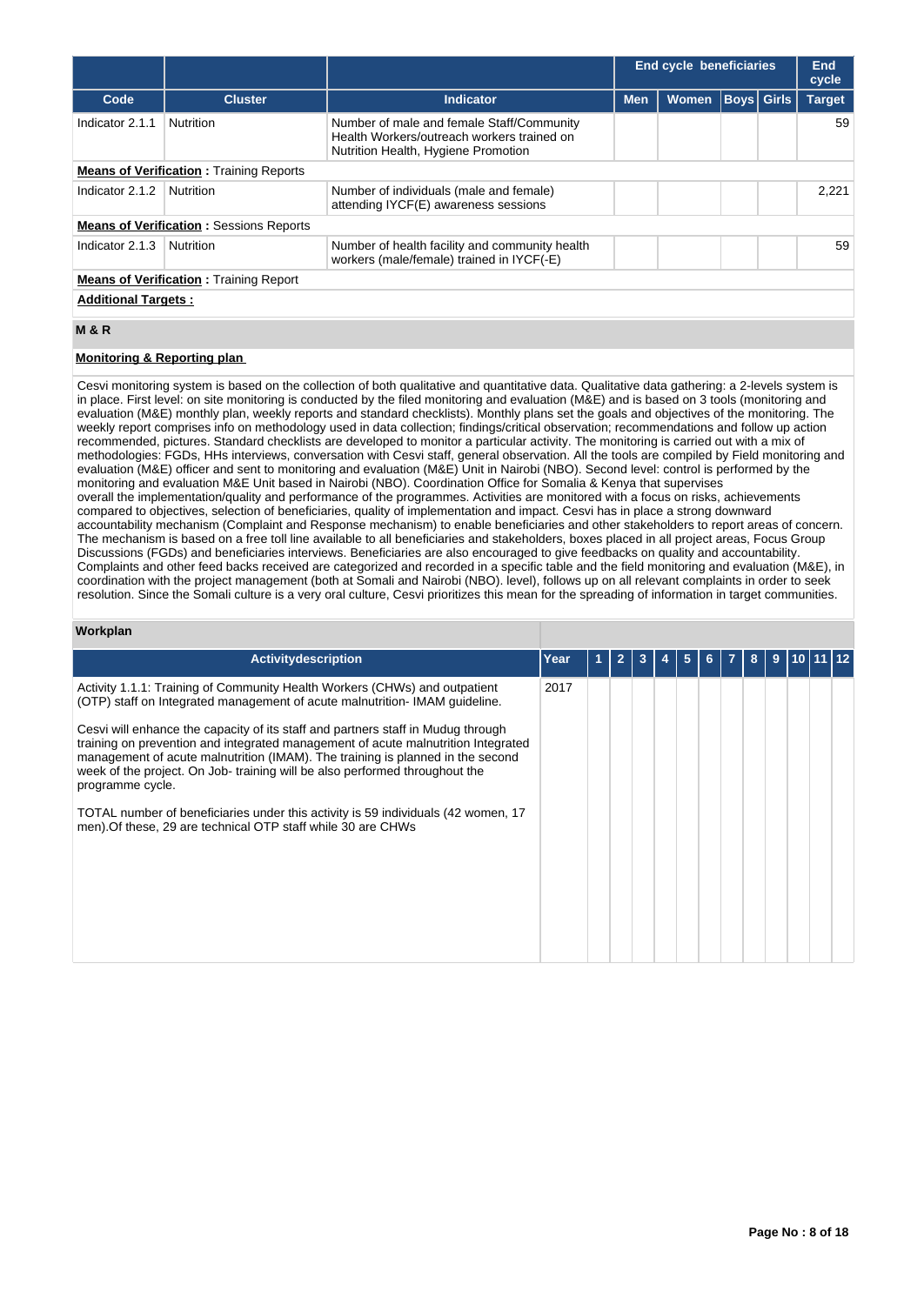| Code | Cluster | Indicator | End cycle beneficiaries | | | | End cycle |
|---|---|---|---|---|---|---|---|
| | | | Men | Women | Boys | Girls | Target |
| Indicator 2.1.1 | Nutrition | Number of male and female Staff/Community Health Workers/outreach workers trained on Nutrition Health, Hygiene Promotion | | | | | 59 |
| **Means of Verification :** Training Reports | | | | | | | |
| Indicator 2.1.2 | Nutrition | Number of individuals (male and female) attending IYCF(E) awareness sessions | | | | | 2,221 |
| **Means of Verification :** Sessions Reports | | | | | | | |
| Indicator 2.1.3 | Nutrition | Number of health facility and community health workers (male/female) trained in IYCF(-E) | | | | | 59 |
| **Means of Verification :** Training Report | | | | | | | |
| **Additional Targets :** | | | | | | | |

## M & R

**Monitoring & Reporting plan**

Cesvi monitoring system is based on the collection of both qualitative and quantitative data. Qualitative data gathering: a 2-levels system is in place. First level: on site monitoring is conducted by the filed monitoring and evaluation (M&E) and is based on 3 tools (monitoring and evaluation (M&E) monthly plan, weekly reports and standard checklists). Monthly plans set the goals and objectives of the monitoring. The weekly report comprises info on methodology used in data collection; findings/critical observation; recommendations and follow up action recommended, pictures. Standard checklists are developed to monitor a particular activity. The monitoring is carried out with a mix of methodologies: FGDs, HHs interviews, conversation with Cesvi staff, general observation. All the tools are compiled by Field monitoring and evaluation (M&E) officer and sent to monitoring and evaluation (M&E) Unit in Nairobi (NBO). Second level: control is performed by the monitoring and evaluation M&E Unit based in Nairobi (NBO). Coordination Office for Somalia & Kenya that supervises overall the implementation/quality and performance of the programmes. Activities are monitored with a focus on risks, achievements compared to objectives, selection of beneficiaries, quality of implementation and impact. Cesvi has in place a strong downward accountability mechanism (Complaint and Response mechanism) to enable beneficiaries and other stakeholders to report areas of concern. The mechanism is based on a free toll line available to all beneficiaries and stakeholders, boxes placed in all project areas, Focus Group Discussions (FGDs) and beneficiaries interviews. Beneficiaries are also encouraged to give feedbacks on quality and accountability. Complaints and other feed backs received are categorized and recorded in a specific table and the field monitoring and evaluation (M&E), in coordination with the project management (both at Somali and Nairobi (NBO). level), follows up on all relevant complaints in order to seek resolution. Since the Somali culture is a very oral culture, Cesvi prioritizes this mean for the spreading of information in target communities.

**Workplan**

| Activitydescription | Year | 1 | 2 | 3 | 4 | 5 | 6 | 7 | 8 | 9 | 10 | 11 | 12 |
|---|---|---|---|---|---|---|---|---|---|---|---|---|---|
| Activity 1.1.1: Training of Community Health Workers (CHWs) and outpatient (OTP) staff on Integrated management of acute malnutrition- IMAM guideline.<br><br>Cesvi will enhance the capacity of its staff and partners staff in Mudug through training on prevention and integrated management of acute malnutrition Integrated management of acute malnutrition (IMAM). The training is planned in the second week of the project. On Job- training will be also performed throughout the programme cycle.<br><br>TOTAL number of beneficiaries under this activity is 59 individuals (42 women, 17 men).Of these, 29 are technical OTP staff while 30 are CHWs | 2017 | | | | | | | | | | | | |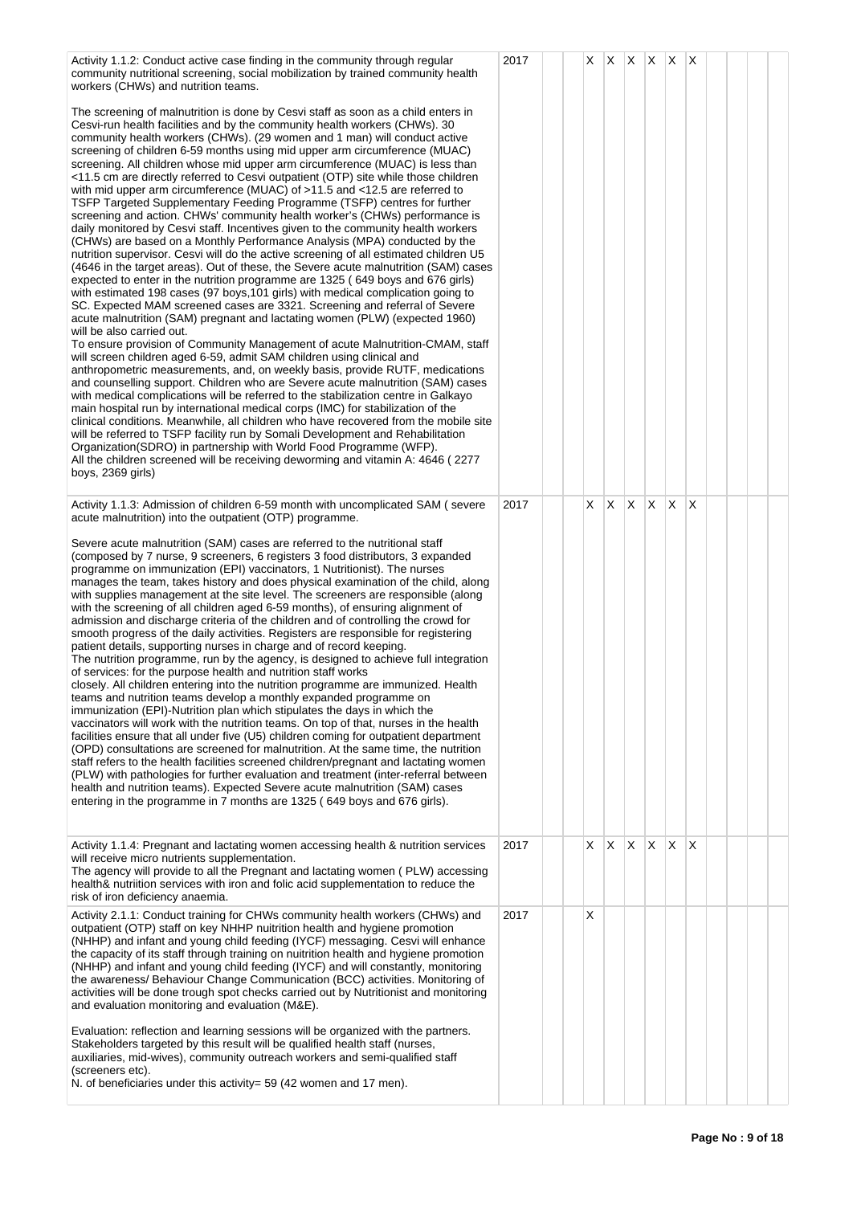| | | | | | | | | | | | | | |
|---|---|---|---|---|---|---|---|---|---|---|---|---|---|
| Activity 1.1.2: Conduct active case finding in the community through regular community nutritional screening, social mobilization by trained community health workers (CHWs) and nutrition teams.<br><br>The screening of malnutrition is done by Cesvi staff as soon as a child enters in Cesvi-run health facilities and by the community health workers (CHWs). 30 community health workers (CHWs). (29 women and 1 man) will conduct active screening of children 6-59 months using mid upper arm circumference (MUAC) screening. All children whose mid upper arm circumference (MUAC) is less than <11.5 cm are directly referred to Cesvi outpatient (OTP) site while those children with mid upper arm circumference (MUAC) of >11.5 and <12.5 are referred to TSFP Targeted Supplementary Feeding Programme (TSFP) centres for further screening and action. CHWs' community health worker's (CHWs) performance is daily monitored by Cesvi staff. Incentives given to the community health workers (CHWs) are based on a Monthly Performance Analysis (MPA) conducted by the nutrition supervisor. Cesvi will do the active screening of all estimated children U5 (4646 in the target areas). Out of these, the Severe acute malnutrition (SAM) cases expected to enter in the nutrition programme are 1325 ( 649 boys and 676 girls) with estimated 198 cases (97 boys,101 girls) with medical complication going to SC. Expected MAM screened cases are 3321. Screening and referral of Severe acute malnutrition (SAM) pregnant and lactating women (PLW) (expected 1960) will be also carried out.<br>To ensure provision of Community Management of acute Malnutrition-CMAM, staff will screen children aged 6-59, admit SAM children using clinical and anthropometric measurements, and, on weekly basis, provide RUTF, medications and counselling support. Children who are Severe acute malnutrition (SAM) cases with medical complications will be referred to the stabilization centre in Galkayo main hospital run by international medical corps (IMC) for stabilization of the clinical conditions. Meanwhile, all children who have recovered from the mobile site will be referred to TSFP facility run by Somali Development and Rehabilitation Organization(SDRO) in partnership with World Food Programme (WFP).<br>All the children screened will be receiving deworming and vitamin A: 4646 ( 2277 boys, 2369 girls) | 2017 | | | X | X | X | X | X | X | | | | |
| Activity 1.1.3: Admission of children 6-59 month with uncomplicated SAM ( severe acute malnutrition) into the outpatient (OTP) programme.<br><br>Severe acute malnutrition (SAM) cases are referred to the nutritional staff (composed by 7 nurse, 9 screeners, 6 registers 3 food distributors, 3 expanded programme on immunization (EPI) vaccinators, 1 Nutritionist). The nurses manages the team, takes history and does physical examination of the child, along with supplies management at the site level. The screeners are responsible (along with the screening of all children aged 6-59 months), of ensuring alignment of admission and discharge criteria of the children and of controlling the crowd for smooth progress of the daily activities. Registers are responsible for registering patient details, supporting nurses in charge and of record keeping.<br>The nutrition programme, run by the agency, is designed to achieve full integration of services: for the purpose health and nutrition staff works closely. All children entering into the nutrition programme are immunized. Health teams and nutrition teams develop a monthly expanded programme on immunization (EPI)-Nutrition plan which stipulates the days in which the vaccinators will work with the nutrition teams. On top of that, nurses in the health facilities ensure that all under five (U5) children coming for outpatient department (OPD) consultations are screened for malnutrition. At the same time, the nutrition staff refers to the health facilities screened children/pregnant and lactating women (PLW) with pathologies for further evaluation and treatment (inter-referral between health and nutrition teams). Expected Severe acute malnutrition (SAM) cases entering in the programme in 7 months are 1325 ( 649 boys and 676 girls). | 2017 | | | X | X | X | X | X | X | | | | |
| Activity 1.1.4: Pregnant and lactating women accessing health & nutrition services will receive micro nutrients supplementation.<br>The agency will provide to all the Pregnant and lactating women ( PLW) accessing health& nutriition services with iron and folic acid supplementation to reduce the risk of iron deficiency anaemia. | 2017 | | | X | X | X | X | X | X | | | | |
| Activity 2.1.1: Conduct training for CHWs community health workers (CHWs) and outpatient (OTP) staff on key NHHP nuitrition health and hygiene promotion (NHHP) and infant and young child feeding (IYCF) messaging. Cesvi will enhance the capacity of its staff through training on nuitrition health and hygiene promotion (NHHP) and infant and young child feeding (IYCF) and will constantly, monitoring the awareness/ Behaviour Change Communication (BCC) activities. Monitoring of activities will be done trough spot checks carried out by Nutritionist and monitoring and evaluation monitoring and evaluation (M&E).<br><br>Evaluation: reflection and learning sessions will be organized with the partners. Stakeholders targeted by this result will be qualified health staff (nurses, auxiliaries, mid-wives), community outreach workers and semi-qualified staff (screeners etc).<br>N. of beneficiaries under this activity= 59 (42 women and 17 men). | 2017 | | | X | | | | | | | | | |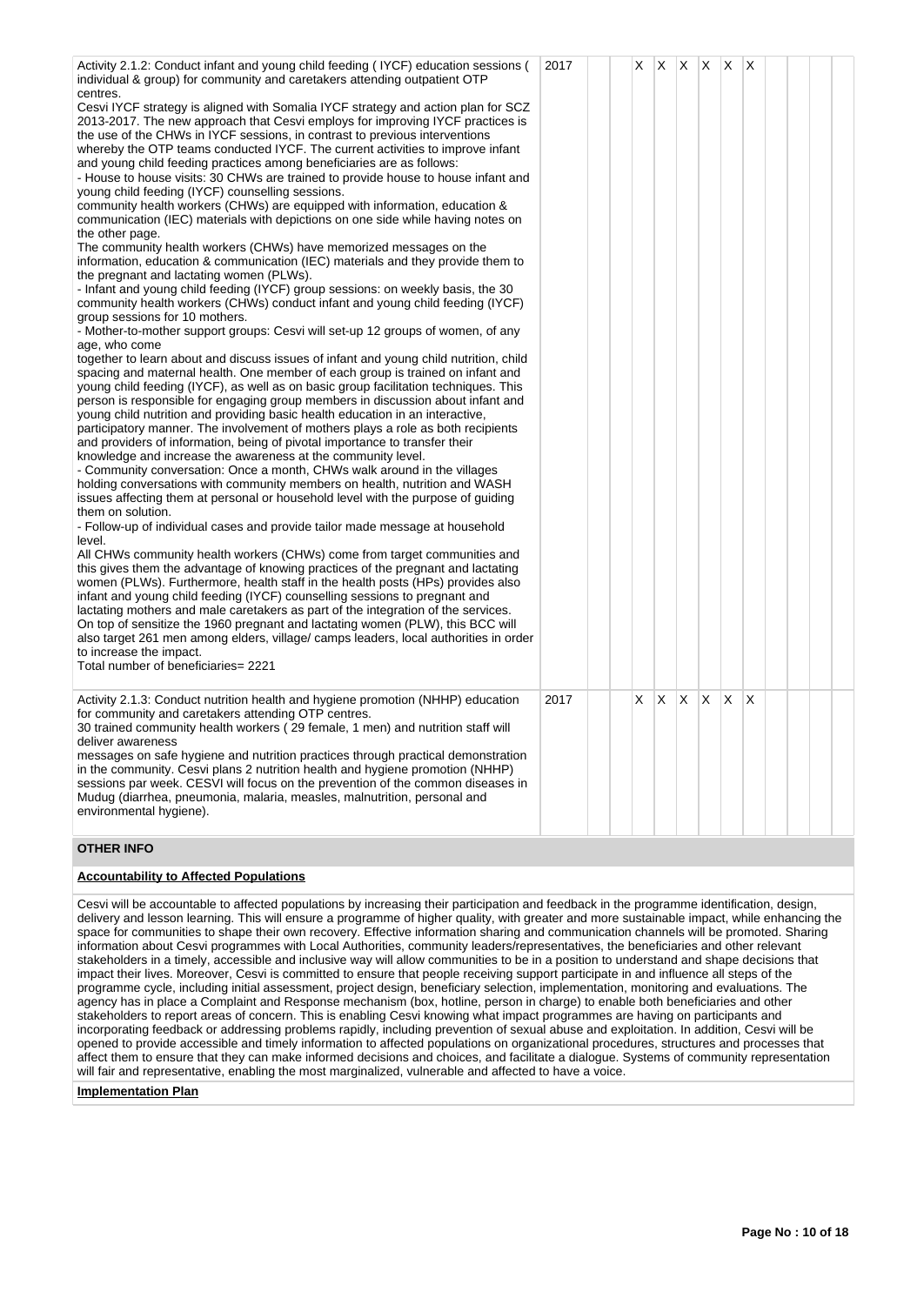| | | | | | | | | | | | | | |
|---|---|---|---|---|---|---|---|---|---|---|---|---|---|
| Activity 2.1.2: Conduct infant and young child feeding ( IYCF) education sessions ( individual & group) for community and caretakers attending outpatient OTP centres.<br>Cesvi IYCF strategy is aligned with Somalia IYCF strategy and action plan for SCZ 2013-2017. The new approach that Cesvi employs for improving IYCF practices is the use of the CHWs in IYCF sessions, in contrast to previous interventions whereby the OTP teams conducted IYCF. The current activities to improve infant and young child feeding practices among beneficiaries are as follows:<br>- House to house visits: 30 CHWs are trained to provide house to house infant and young child feeding (IYCF) counselling sessions.<br>community health workers (CHWs) are equipped with information, education & communication (IEC) materials with depictions on one side while having notes on the other page.<br>The community health workers (CHWs) have memorized messages on the information, education & communication (IEC) materials and they provide them to the pregnant and lactating women (PLWs).<br>- Infant and young child feeding (IYCF) group sessions: on weekly basis, the 30 community health workers (CHWs) conduct infant and young child feeding (IYCF) group sessions for 10 mothers.<br>- Mother-to-mother support groups: Cesvi will set-up 12 groups of women, of any age, who come together to learn about and discuss issues of infant and young child nutrition, child spacing and maternal health. One member of each group is trained on infant and young child feeding (IYCF), as well as on basic group facilitation techniques. This person is responsible for engaging group members in discussion about infant and young child nutrition and providing basic health education in an interactive, participatory manner. The involvement of mothers plays a role as both recipients and providers of information, being of pivotal importance to transfer their knowledge and increase the awareness at the community level.<br>- Community conversation: Once a month, CHWs walk around in the villages holding conversations with community members on health, nutrition and WASH issues affecting them at personal or household level with the purpose of guiding them on solution.<br>- Follow-up of individual cases and provide tailor made message at household level.<br>All CHWs community health workers (CHWs) come from target communities and this gives them the advantage of knowing practices of the pregnant and lactating women (PLWs). Furthermore, health staff in the health posts (HPs) provides also infant and young child feeding (IYCF) counselling sessions to pregnant and lactating mothers and male caretakers as part of the integration of the services.<br>On top of sensitize the 1960 pregnant and lactating women (PLW), this BCC will also target 261 men among elders, village/ camps leaders, local authorities in order to increase the impact.<br>Total number of beneficiaries= 2221 | 2017 | | | X | X | X | X | X | X | | | | |
| Activity 2.1.3: Conduct nutrition health and hygiene promotion (NHHP) education for community and caretakers attending OTP centres.<br>30 trained community health workers ( 29 female, 1 men) and nutrition staff will deliver awareness<br>messages on safe hygiene and nutrition practices through practical demonstration in the community. Cesvi plans 2 nutrition health and hygiene promotion (NHHP) sessions par week. CESVI will focus on the prevention of the common diseases in Mudug (diarrhea, pneumonia, malaria, measles, malnutrition, personal and environmental hygiene). | 2017 | | | X | X | X | X | X | X | | | | |

## OTHER INFO

**Accountability to Affected Populations**

Cesvi will be accountable to affected populations by increasing their participation and feedback in the programme identification, design, delivery and lesson learning. This will ensure a programme of higher quality, with greater and more sustainable impact, while enhancing the space for communities to shape their own recovery. Effective information sharing and communication channels will be promoted. Sharing information about Cesvi programmes with Local Authorities, community leaders/representatives, the beneficiaries and other relevant stakeholders in a timely, accessible and inclusive way will allow communities to be in a position to understand and shape decisions that impact their lives. Moreover, Cesvi is committed to ensure that people receiving support participate in and influence all steps of the programme cycle, including initial assessment, project design, beneficiary selection, implementation, monitoring and evaluations. The agency has in place a Complaint and Response mechanism (box, hotline, person in charge) to enable both beneficiaries and other stakeholders to report areas of concern. This is enabling Cesvi knowing what impact programmes are having on participants and incorporating feedback or addressing problems rapidly, including prevention of sexual abuse and exploitation. In addition, Cesvi will be opened to provide accessible and timely information to affected populations on organizational procedures, structures and processes that affect them to ensure that they can make informed decisions and choices, and facilitate a dialogue. Systems of community representation will fair and representative, enabling the most marginalized, vulnerable and affected to have a voice.

**Implementation Plan**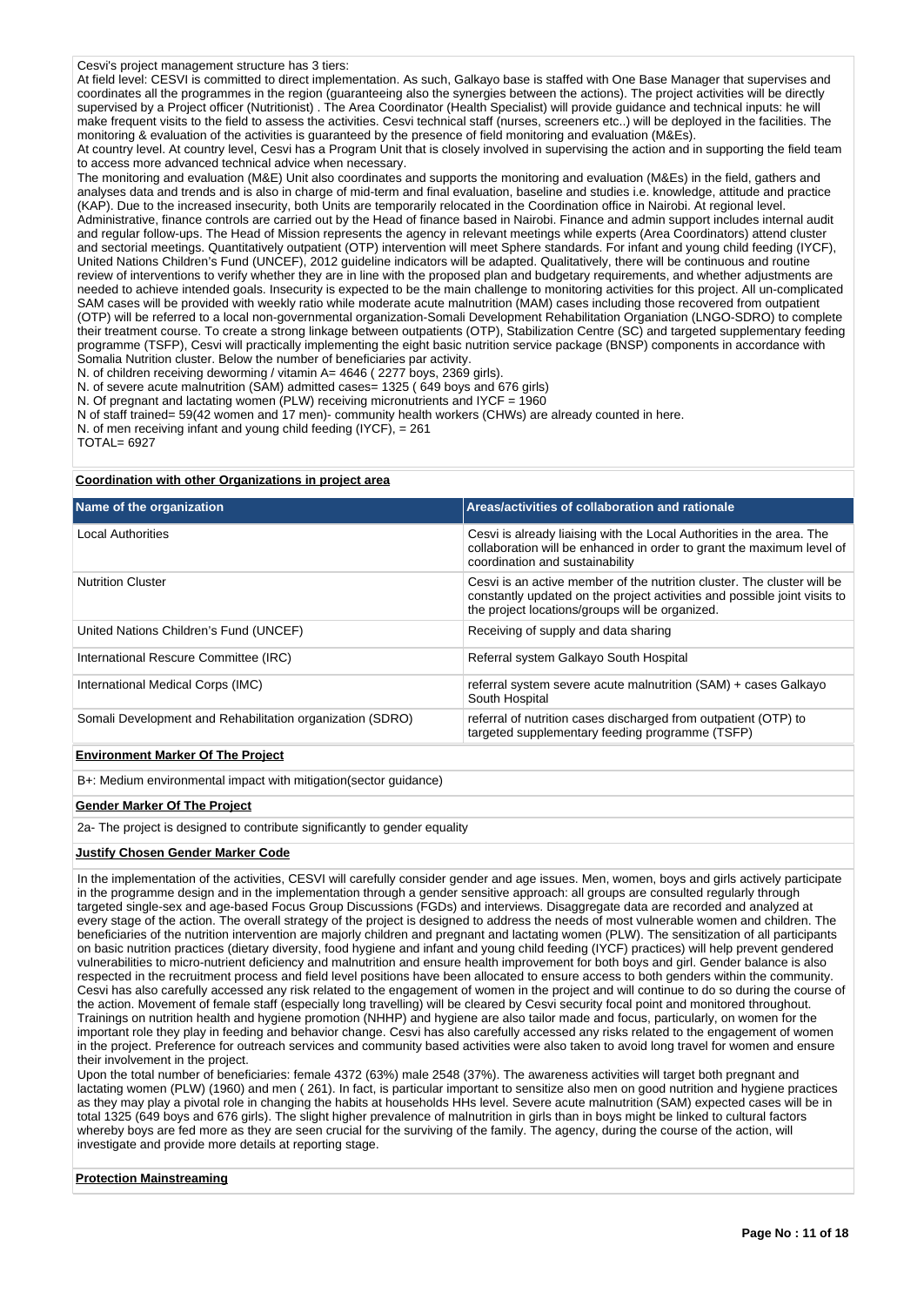Cesvi's project management structure has 3 tiers:
At field level: CESVI is committed to direct implementation. As such, Galkayo base is staffed with One Base Manager that supervises and coordinates all the programmes in the region (guaranteeing also the synergies between the actions). The project activities will be directly supervised by a Project officer (Nutritionist) . The Area Coordinator (Health Specialist) will provide guidance and technical inputs: he will make frequent visits to the field to assess the activities. Cesvi technical staff (nurses, screeners etc..) will be deployed in the facilities. The monitoring & evaluation of the activities is guaranteed by the presence of field monitoring and evaluation (M&Es).
At country level. At country level, Cesvi has a Program Unit that is closely involved in supervising the action and in supporting the field team to access more advanced technical advice when necessary.
The monitoring and evaluation (M&E) Unit also coordinates and supports the monitoring and evaluation (M&Es) in the field, gathers and analyses data and trends and is also in charge of mid-term and final evaluation, baseline and studies i.e. knowledge, attitude and practice (KAP). Due to the increased insecurity, both Units are temporarily relocated in the Coordination office in Nairobi. At regional level. Administrative, finance controls are carried out by the Head of finance based in Nairobi. Finance and admin support includes internal audit and regular follow-ups. The Head of Mission represents the agency in relevant meetings while experts (Area Coordinators) attend cluster and sectorial meetings. Quantitatively outpatient (OTP) intervention will meet Sphere standards. For infant and young child feeding (IYCF), United Nations Children's Fund (UNCEF), 2012 guideline indicators will be adapted. Qualitatively, there will be continuous and routine review of interventions to verify whether they are in line with the proposed plan and budgetary requirements, and whether adjustments are needed to achieve intended goals. Insecurity is expected to be the main challenge to monitoring activities for this project. All un-complicated SAM cases will be provided with weekly ratio while moderate acute malnutrition (MAM) cases including those recovered from outpatient (OTP) will be referred to a local non-governmental organization-Somali Development Rehabilitation Organiation (LNGO-SDRO) to complete their treatment course. To create a strong linkage between outpatients (OTP), Stabilization Centre (SC) and targeted supplementary feeding programme (TSFP), Cesvi will practically implementing the basic nutrition service package (BNSP) components in accordance with Somalia Nutrition cluster. Below the number of beneficiaries par activity.
N. of children receiving deworming / vitamin A= 4646 ( 2277 boys, 2369 girls).
N. of severe acute malnutrition (SAM) admitted cases= 1325 ( 649 boys and 676 girls)
N. Of pregnant and lactating women (PLW) receiving micronutrients and IYCF = 1960
N of staff trained= 59(42 women and 17 men)- community health workers (CHWs) are already counted in here.
N. of men receiving infant and young child feeding (IYCF), = 261
TOTAL= 6927

**Coordination with other Organizations in project area**

| Name of the organization | Areas/activities of collaboration and rationale |
|---|---|
| Local Authorities | Cesvi is already liaising with the Local Authorities in the area. The collaboration will be enhanced in order to grant the maximum level of coordination and sustainability |
| Nutrition Cluster | Cesvi is an active member of the nutrition cluster. The cluster will be constantly updated on the project activities and possible joint visits to the project locations/groups will be organized. |
| United Nations Children's Fund (UNCEF) | Receiving of supply and data sharing |
| International Rescure Committee (IRC) | Referral system Galkayo South Hospital |
| International Medical Corps (IMC) | referral system severe acute malnutrition (SAM) + cases Galkayo South Hospital |
| Somali Development and Rehabilitation organization (SDRO) | referral of nutrition cases discharged from outpatient (OTP) to targeted supplementary feeding programme (TSFP) |

**Environment Marker Of The Project**

B+: Medium environmental impact with mitigation(sector guidance)

**Gender Marker Of The Project**

2a- The project is designed to contribute significantly to gender equality

**Justify Chosen Gender Marker Code**

In the implementation of the activities, CESVI will carefully consider gender and age issues. Men, women, boys and girls actively participate in the programme design and in the implementation through a gender sensitive approach: all groups are consulted regularly through targeted single-sex and age-based Focus Group Discussions (FGDs) and interviews. Disaggregate data are recorded and analyzed at every stage of the action. The overall strategy of the project is designed to address the needs of most vulnerable women and children. The beneficiaries of the nutrition intervention are majorly children and pregnant and lactating women (PLW). The sensitization of all participants on basic nutrition practices (dietary diversity, food hygiene and infant and young child feeding (IYCF) practices) will help prevent gendered vulnerabilities to micro-nutrient deficiency and malnutrition and ensure health improvement for both boys and girl. Gender balance is also respected in the recruitment process and field level positions have been allocated to ensure access to both genders within the community. Cesvi has also carefully accessed any risk related to the engagement of women in the project and will continue to do so during the course of the action. Movement of female staff (especially long travelling) will be cleared by Cesvi security focal point and monitored throughout. Trainings on nutrition health and hygiene promotion (NHHP) and hygiene are also tailor made and focus, particularly, on women for the important role they play in feeding and behavior change. Cesvi has also carefully accessed any risks related to the engagement of women in the project. Preference for outreach services and community based activities were also taken to avoid long travel for women and ensure their involvement in the project.
Upon the total number of beneficiaries: female 4372 (63%) male 2548 (37%). The awareness activities will target both pregnant and lactating women (PLW) (1960) and men ( 261). In fact, is particular important to sensitize also men on good nutrition and hygiene practices as they may play a pivotal role in changing the habits at households HHs level. Severe acute malnutrition (SAM) expected cases will be in total 1325 (649 boys and 676 girls). The slight higher prevalence of malnutrition in girls than in boys might be linked to cultural factors whereby boys are fed more as they are seen crucial for the surviving of the family. The agency, during the course of the action, will investigate and provide more details at reporting stage.

**Protection Mainstreaming**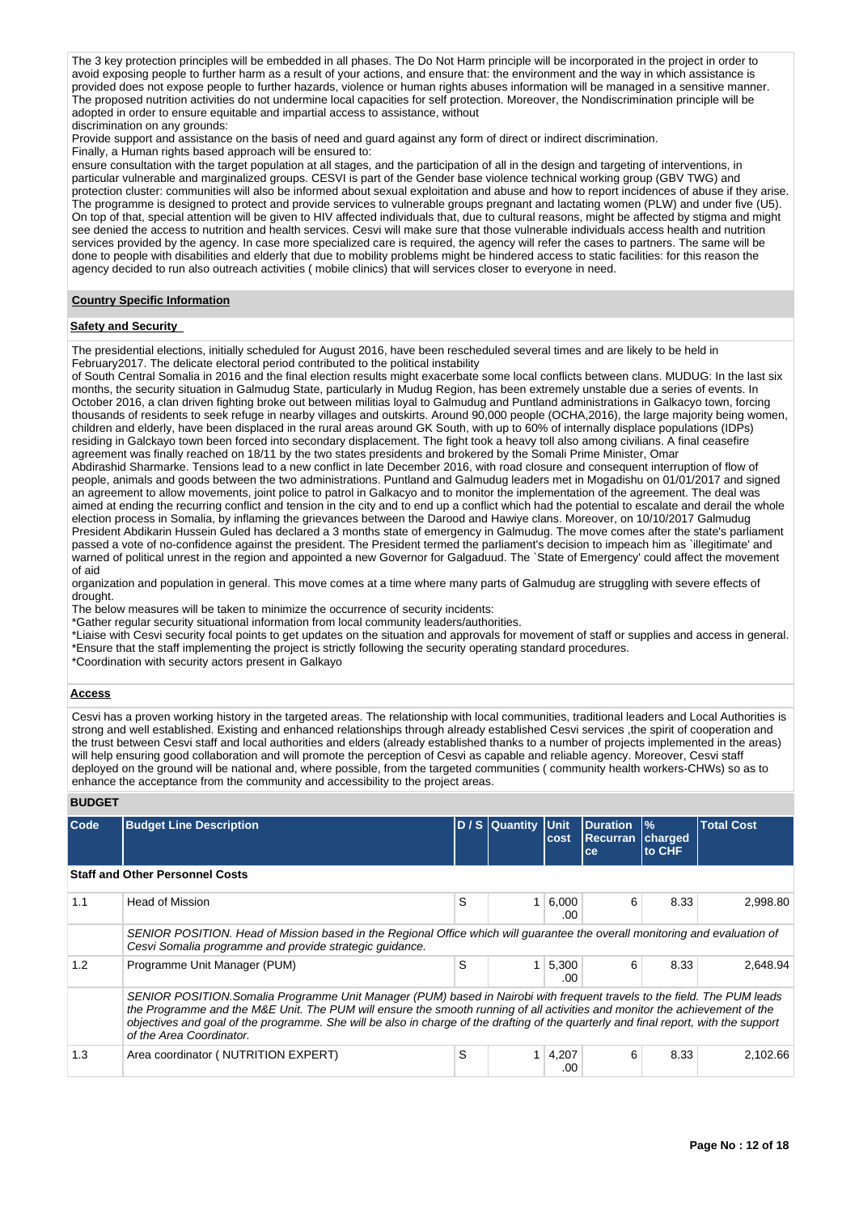The 3 key protection principles will be embedded in all phases. The Do Not Harm principle will be incorporated in the project in order to avoid exposing people to further harm as a result of your actions, and ensure that: the environment and the way in which assistance is provided does not expose people to further hazards, violence or human rights abuses information will be managed in a sensitive manner. The proposed nutrition activities do not undermine local capacities for self protection. Moreover, the Nondiscrimination principle will be adopted in order to ensure equitable and impartial access to assistance, without
discrimination on any grounds:
Provide support and assistance on the basis of need and guard against any form of direct or indirect discrimination.
Finally, a Human rights based approach will be ensured to:
ensure consultation with the target population at all stages, and the participation of all in the design and targeting of interventions, in particular vulnerable and marginalized groups. CESVI is part of the Gender base violence technical working group (GBV TWG) and protection cluster: communities will also be informed about sexual exploitation and abuse and how to report incidences of abuse if they arise. The programme is designed to protect and provide services to vulnerable groups pregnant and lactating women (PLW) and under five (U5). On top of that, special attention will be given to HIV affected individuals that, due to cultural reasons, might be affected by stigma and might see denied the access to nutrition and health services. Cesvi will make sure that those vulnerable individuals access health and nutrition services provided by the agency. In case more specialized care is required, the agency will refer the cases to partners. The same will be done to people with disabilities and elderly that due to mobility problems might be hindered access to static facilities: for this reason the agency decided to run also outreach activities ( mobile clinics) that will services closer to everyone in need.

**Country Specific Information**

**Safety and Security**

The presidential elections, initially scheduled for August 2016, have been rescheduled several times and are likely to be held in February2017. The delicate electoral period contributed to the political instability
of South Central Somalia in 2016 and the final election results might exacerbate some local conflicts between clans. MUDUG: In the last six months, the security situation in Galmudug State, particularly in Mudug Region, has been extremely unstable due a series of events. In October 2016, a clan driven fighting broke out between militias loyal to Galmudug and Puntland administrations in Galkacyo town, forcing thousands of residents to seek refuge in nearby villages and outskirts. Around 90,000 people (OCHA,2016), the large majority being women, children and elderly, have been displaced in the rural areas around GK South, with up to 60% of internally displace populations (IDPs) residing in Galckayo town been forced into secondary displacement. The fight took a heavy toll also among civilians. A final ceasefire agreement was finally reached on 18/11 by the two states presidents and brokered by the Somali Prime Minister, Omar
Abdirashid Sharmarke. Tensions lead to a new conflict in late December 2016, with road closure and consequent interruption of flow of people, animals and goods between the two administrations. Puntland and Galmudug leaders met in Mogadishu on 01/01/2017 and signed an agreement to allow movements, joint police to patrol in Galkacyo and to monitor the implementation of the agreement. The deal was aimed at ending the recurring conflict and tension in the city and to end up a conflict which had the potential to escalate and derail the whole election process in Somalia, by inflaming the grievances between the Darood and Hawiye clans. Moreover, on 10/10/2017 Galmudug President Abdikarin Hussein Guled has declared a 3 months state of emergency in Galmudug. The move comes after the state's parliament passed a vote of no-confidence against the president. The President termed the parliament's decision to impeach him as `illegitimate' and warned of political unrest in the region and appointed a new Governor for Galgaduud. The `State of Emergency' could affect the movement of aid
organization and population in general. This move comes at a time where many parts of Galmudug are struggling with severe effects of drought.
The below measures will be taken to minimize the occurrence of security incidents:
*Gather regular security situational information from local community leaders/authorities.
*Liaise with Cesvi security focal points to get updates on the situation and approvals for movement of staff or supplies and access in general.
*Ensure that the staff implementing the project is strictly following the security operating standard procedures.
*Coordination with security actors present in Galkayo

**Access**

Cesvi has a proven working history in the targeted areas. The relationship with local communities, traditional leaders and Local Authorities is strong and well established. Existing and enhanced relationships through already established Cesvi services ,the spirit of cooperation and the trust between Cesvi staff and local authorities and elders (already established thanks to a number of projects implemented in the areas) will help ensuring good collaboration and will promote the perception of Cesvi as capable and reliable agency. Moreover, Cesvi staff deployed on the ground will be national and, where possible, from the targeted communities ( community health workers-CHWs) so as to enhance the acceptance from the community and accessibility to the project areas.

**BUDGET**

| Code | Budget Line Description | D / S | Quantity | Unit cost | Duration Recurrance | % charged to CHF | Total Cost |
|---|---|---|---|---|---|---|---|
| **Staff and Other Personnel Costs** | | | | | | | |
| 1.1 | Head of Mission | S | 1 | 6,000.00 | 6 | 8.33 | 2,998.80 |
| | *SENIOR POSITION. Head of Mission based in the Regional Office which will guarantee the overall monitoring and evaluation of Cesvi Somalia programme and provide strategic guidance.* | | | | | | |
| 1.2 | Programme Unit Manager (PUM) | S | 1 | 5,300.00 | 6 | 8.33 | 2,648.94 |
| | *SENIOR POSITION.Somalia Programme Unit Manager (PUM) based in Nairobi with frequent travels to the field. The PUM leads the Programme and the M&E Unit. The PUM will ensure the smooth running of all activities and monitor the achievement of the objectives and goal of the programme. She will be also in charge of the drafting of the quarterly and final report, with the support of the Area Coordinator.* | | | | | | |
| 1.3 | Area coordinator ( NUTRITION EXPERT) | S | 1 | 4,207.00 | 6 | 8.33 | 2,102.66 |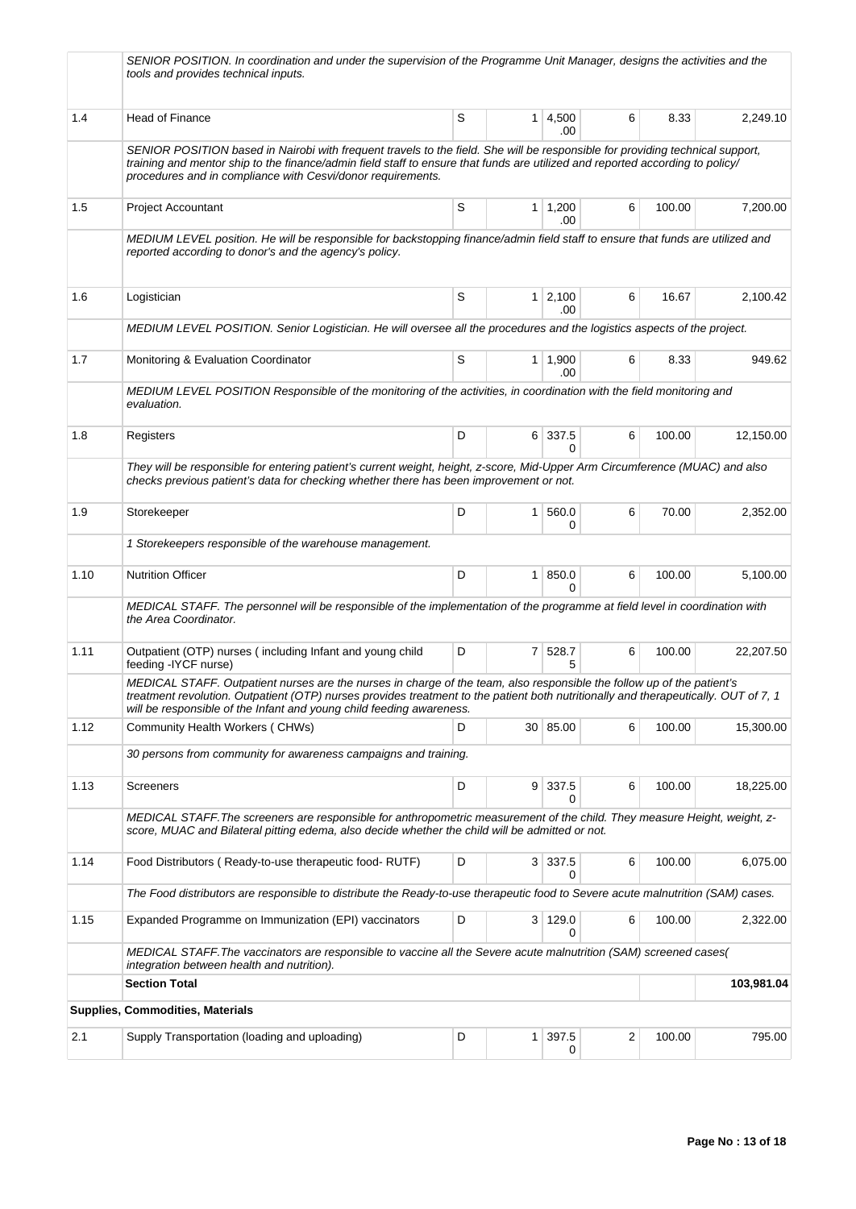| | | | | | | | |
|---|---|---|---|---|---|---|---|
| | *SENIOR POSITION. In coordination and under the supervision of the Programme Unit Manager, designs the activities and the tools and provides technical inputs.* | | | | | | |
| 1.4 | Head of Finance | S | 1 | 4,500.00 | 6 | 8.33 | 2,249.10 |
| | *SENIOR POSITION based in Nairobi with frequent travels to the field. She will be responsible for providing technical support, training and mentor ship to the finance/admin field staff to ensure that funds are utilized and reported according to policy/ procedures and in compliance with Cesvi/donor requirements.* | | | | | | |
| 1.5 | Project Accountant | S | 1 | 1,200.00 | 6 | 100.00 | 7,200.00 |
| | *MEDIUM LEVEL position. He will be responsible for backstopping finance/admin field staff to ensure that funds are utilized and reported according to donor's and the agency's policy.* | | | | | | |
| 1.6 | Logistician | S | 1 | 2,100.00 | 6 | 16.67 | 2,100.42 |
| | *MEDIUM LEVEL POSITION. Senior Logistician. He will oversee all the procedures and the logistics aspects of the project.* | | | | | | |
| 1.7 | Monitoring & Evaluation Coordinator | S | 1 | 1,900.00 | 6 | 8.33 | 949.62 |
| | *MEDIUM LEVEL POSITION Responsible of the monitoring of the activities, in coordination with the field monitoring and evaluation.* | | | | | | |
| 1.8 | Registers | D | 6 | 337.50 | 6 | 100.00 | 12,150.00 |
| | *They will be responsible for entering patient's current weight, height, z-score, Mid-Upper Arm Circumference (MUAC) and also checks previous patient's data for checking whether there has been improvement or not.* | | | | | | |
| 1.9 | Storekeeper | D | 1 | 560.00 | 6 | 70.00 | 2,352.00 |
| | *1 Storekeepers responsible of the warehouse management.* | | | | | | |
| 1.10 | Nutrition Officer | D | 1 | 850.00 | 6 | 100.00 | 5,100.00 |
| | *MEDICAL STAFF. The personnel will be responsible of the implementation of the programme at field level in coordination with the Area Coordinator.* | | | | | | |
| 1.11 | Outpatient (OTP) nurses ( including Infant and young child feeding -IYCF nurse) | D | 7 | 528.75 | 6 | 100.00 | 22,207.50 |
| | *MEDICAL STAFF. Outpatient nurses are the nurses in charge of the team, also responsible the follow up of the patient's treatment revolution. Outpatient (OTP) nurses provides treatment to the patient both nutritionally and therapeutically. OUT of 7, 1 will be responsible of the Infant and young child feeding awareness.* | | | | | | |
| 1.12 | Community Health Workers ( CHWs) | D | 30 | 85.00 | 6 | 100.00 | 15,300.00 |
| | *30 persons from community for awareness campaigns and training.* | | | | | | |
| 1.13 | Screeners | D | 9 | 337.50 | 6 | 100.00 | 18,225.00 |
| | *MEDICAL STAFF.The screeners are responsible for anthropometric measurement of the child. They measure Height, weight, z-score, MUAC and Bilateral pitting edema, also decide whether the child will be admitted or not.* | | | | | | |
| 1.14 | Food Distributors ( Ready-to-use therapeutic food- RUTF) | D | 3 | 337.50 | 6 | 100.00 | 6,075.00 |
| | *The Food distributors are responsible to distribute the Ready-to-use therapeutic food to Severe acute malnutrition (SAM) cases.* | | | | | | |
| 1.15 | Expanded Programme on Immunization (EPI) vaccinators | D | 3 | 129.00 | 6 | 100.00 | 2,322.00 |
| | *MEDICAL STAFF.The vaccinators are responsible to vaccine all the Severe acute malnutrition (SAM) screened cases( integration between health and nutrition).* | | | | | | |
| | **Section Total** | | | | | | **103,981.04** |
| **Supplies, Commodities, Materials** | | | | | | | |
| 2.1 | Supply Transportation (loading and uploading) | D | 1 | 397.50 | 2 | 100.00 | 795.00 |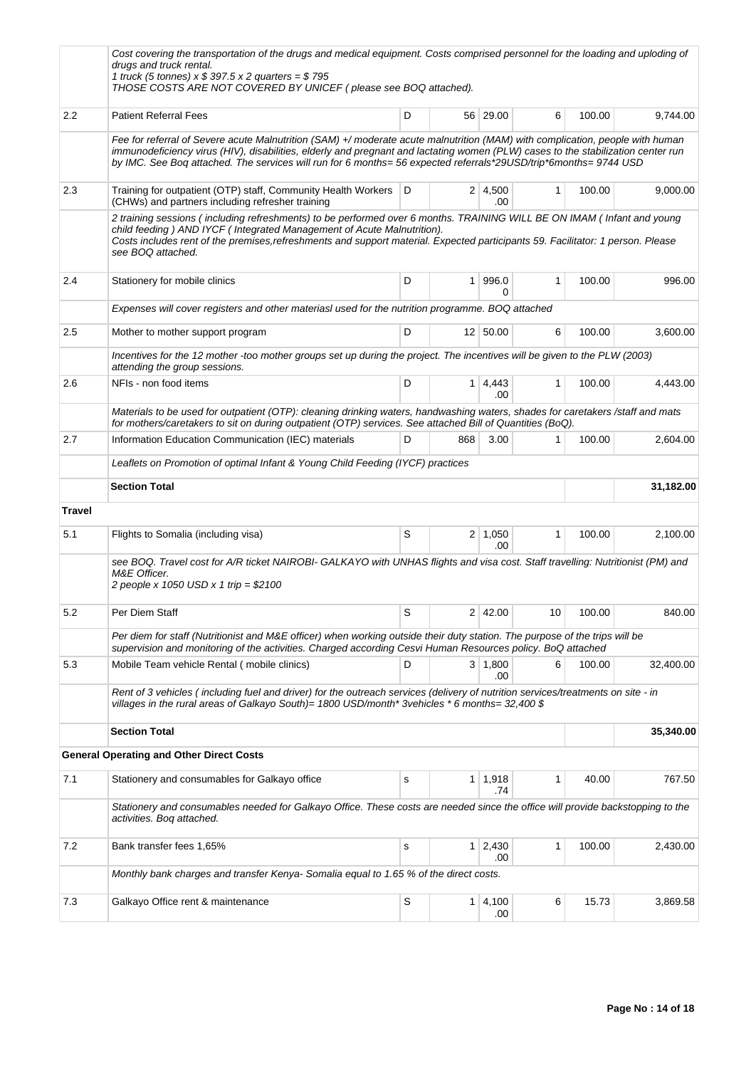| | | | | | | | |
|---|---|---|---|---|---|---|---|
| | Cost covering the transportation of the drugs and medical equipment. Costs comprised personnel for the loading and uploding of drugs and truck rental.<br>1 truck (5 tonnes) x $ 397.5 x 2 quarters = $ 795<br>THOSE COSTS ARE NOT COVERED BY UNICEF ( please see BOQ attached). | | | | | | |
| 2.2 | Patient Referral Fees | D | 56 | 29.00 | 6 | 100.00 | 9,744.00 |
| | Fee for referral of Severe acute Malnutrition (SAM) +/ moderate acute malnutrition (MAM) with complication, people with human immunodeficiency virus (HIV), disabilities, elderly and pregnant and lactating women (PLW) cases to the stabilization center run by IMC. See Boq attached. The services will run for 6 months= 56 expected referrals*29USD/trip*6months= 9744 USD | | | | | | |
| 2.3 | Training for outpatient (OTP) staff, Community Health Workers (CHWs) and partners including refresher training | D | 2 | 4,500.00 | 1 | 100.00 | 9,000.00 |
| | 2 training sessions ( including refreshments) to be performed over 6 months. TRAINING WILL BE ON IMAM ( Infant and young child feeding ) AND IYCF ( Integrated Management of Acute Malnutrition).<br>Costs includes rent of the premises,refreshments and support material. Expected participants 59. Facilitator: 1 person. Please see BOQ attached. | | | | | | |
| 2.4 | Stationery for mobile clinics | D | 1 | 996.00 | 1 | 100.00 | 996.00 |
| | Expenses will cover registers and other materiasl used for the nutrition programme. BOQ attached | | | | | | |
| 2.5 | Mother to mother support program | D | 12 | 50.00 | 6 | 100.00 | 3,600.00 |
| | Incentives for the 12 mother -too mother groups set up during the project. The incentives will be given to the PLW (2003) attending the group sessions. | | | | | | |
| 2.6 | NFIs - non food items | D | 1 | 4,443.00 | 1 | 100.00 | 4,443.00 |
| | Materials to be used for outpatient (OTP): cleaning drinking waters, handwashing waters, shades for caretakers /staff and mats for mothers/caretakers to sit on during outpatient (OTP) services. See attached Bill of Quantities (BoQ). | | | | | | |
| 2.7 | Information Education Communication (IEC) materials | D | 868 | 3.00 | 1 | 100.00 | 2,604.00 |
| | Leaflets on Promotion of optimal Infant & Young Child Feeding (IYCF) practices | | | | | | |
| | **Section Total** | | | | | | **31,182.00** |
| **Travel** | | | | | | | |
| 5.1 | Flights to Somalia (including visa) | S | 2 | 1,050.00 | 1 | 100.00 | 2,100.00 |
| | see BOQ. Travel cost for A/R ticket NAIROBI- GALKAYO with UNHAS flights and visa cost. Staff travelling: Nutritionist (PM) and M&E Officer.<br>2 people x 1050 USD x 1 trip = $2100 | | | | | | |
| 5.2 | Per Diem Staff | S | 2 | 42.00 | 10 | 100.00 | 840.00 |
| | Per diem for staff (Nutritionist and M&E officer) when working outside their duty station. The purpose of the trips will be supervision and monitoring of the activities. Charged according Cesvi Human Resources policy. BoQ attached | | | | | | |
| 5.3 | Mobile Team vehicle Rental ( mobile clinics) | D | 3 | 1,800.00 | 6 | 100.00 | 32,400.00 |
| | Rent of 3 vehicles ( including fuel and driver) for the outreach services (delivery of nutrition services/treatments on site - in villages in the rural areas of Galkayo South)= 1800 USD/month* 3vehicles * 6 months= 32,400 $ | | | | | | |
| | **Section Total** | | | | | | **35,340.00** |
| **General Operating and Other Direct Costs** | | | | | | | |
| 7.1 | Stationery and consumables for Galkayo office | s | 1 | 1,918.74 | 1 | 40.00 | 767.50 |
| | Stationery and consumables needed for Galkayo Office. These costs are needed since the office will provide backstopping to the activities. Boq attached. | | | | | | |
| 7.2 | Bank transfer fees 1,65% | s | 1 | 2,430.00 | 1 | 100.00 | 2,430.00 |
| | Monthly bank charges and transfer Kenya- Somalia equal to 1.65 % of the direct costs. | | | | | | |
| 7.3 | Galkayo Office rent & maintenance | S | 1 | 4,100.00 | 6 | 15.73 | 3,869.58 |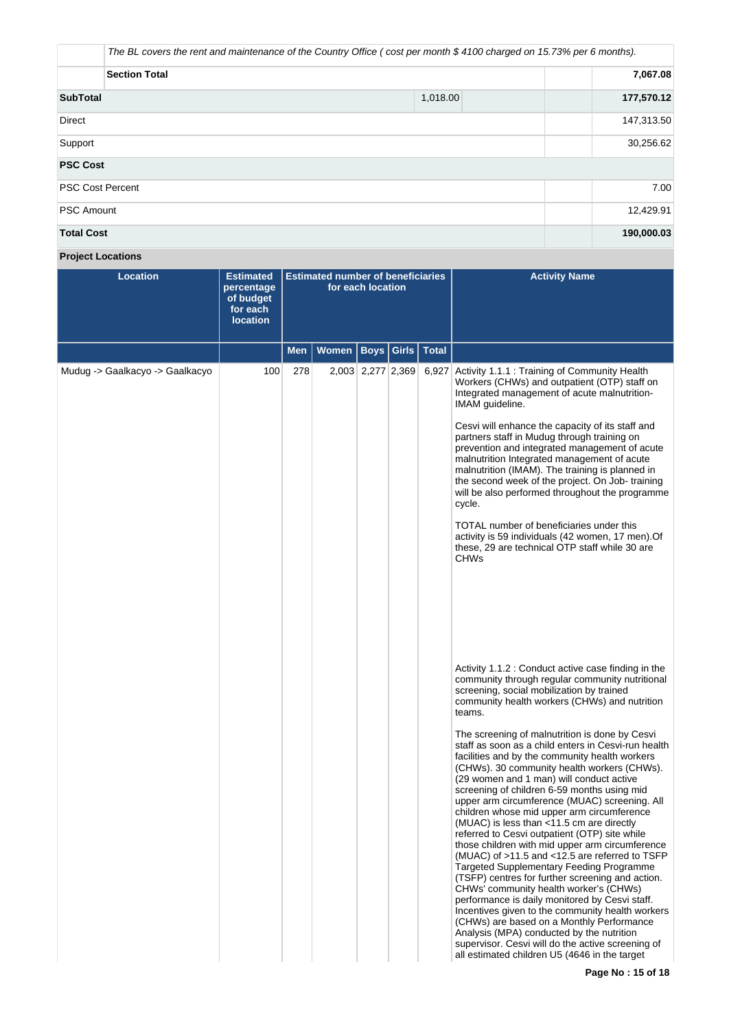| | | | | |
|---|---|---|---|---|
| | *The BL covers the rent and maintenance of the Country Office ( cost per month $ 4100 charged on 15.73% per 6 months).* | | | |
| | **Section Total** | | | **7,067.08** |
| **SubTotal** | | 1,018.00 | | **177,570.12** |
| Direct | | | | 147,313.50 |
| Support | | | | 30,256.62 |
| **PSC Cost** | | | | |
| PSC Cost Percent | | | | 7.00 |
| PSC Amount | | | | 12,429.91 |
| **Total Cost** | | | | **190,000.03** |

**Project Locations**

| Location | Estimated percentage of budget for each location | Estimated number of beneficiaries for each location | | | | | Activity Name |
|---|---|---|---|---|---|---|---|
| | | Men | Women | Boys | Girls | Total | |
| Mudug -> Gaalkacyo -> Gaalkacyo | 100 | 278 | 2,003 | 2,277 | 2,369 | 6,927 | Activity 1.1.1 : Training of Community Health Workers (CHWs) and outpatient (OTP) staff on Integrated management of acute malnutrition-IMAM guideline.<br><br>Cesvi will enhance the capacity of its staff and partners staff in Mudug through training on prevention and integrated management of acute malnutrition Integrated management of acute malnutrition (IMAM). The training is planned in the second week of the project. On Job- training will be also performed throughout the programme cycle.<br><br>TOTAL number of beneficiaries under this activity is 59 individuals (42 women, 17 men).Of these, 29 are technical OTP staff while 30 are CHWs<br><br>Activity 1.1.2 : Conduct active case finding in the community through regular community nutritional screening, social mobilization by trained community health workers (CHWs) and nutrition teams.<br><br>The screening of malnutrition is done by Cesvi staff as soon as a child enters in Cesvi-run health facilities and by the community health workers (CHWs). 30 community health workers (CHWs). (29 women and 1 man) will conduct active screening of children 6-59 months using mid upper arm circumference (MUAC) screening. All children whose mid upper arm circumference (MUAC) is less than <11.5 cm are directly referred to Cesvi outpatient (OTP) site while those children with mid upper arm circumference (MUAC) of >11.5 and <12.5 are referred to TSFP Targeted Supplementary Feeding Programme (TSFP) centres for further screening and action. CHWs' community health worker's (CHWs) performance is daily monitored by Cesvi staff. Incentives given to the community health workers (CHWs) are based on a Monthly Performance Analysis (MPA) conducted by the nutrition supervisor. Cesvi will do the active screening of all estimated children U5 (4646 in the target |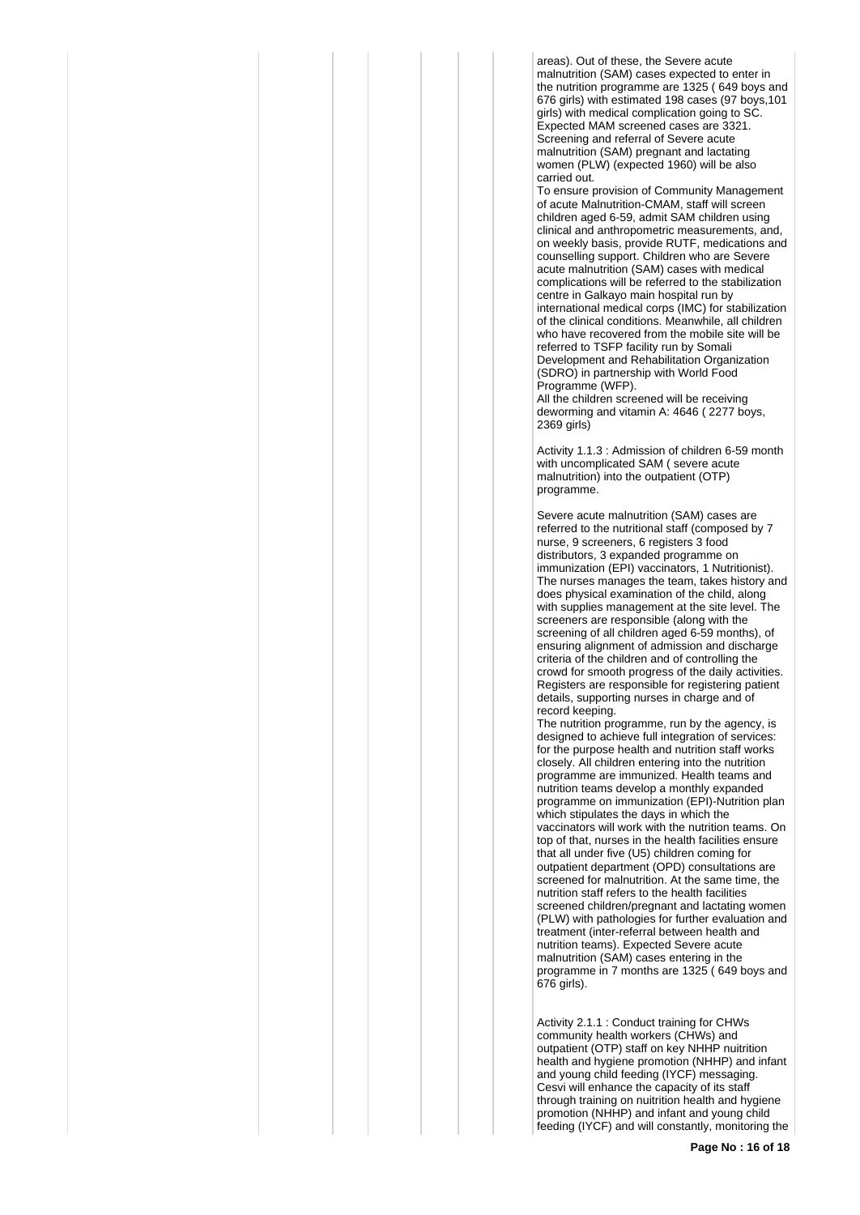areas). Out of these, the Severe acute malnutrition (SAM) cases expected to enter in the nutrition programme are 1325 ( 649 boys and 676 girls) with estimated 198 cases (97 boys,101 girls) with medical complication going to SC. Expected MAM screened cases are 3321. Screening and referral of Severe acute malnutrition (SAM) pregnant and lactating women (PLW) (expected 1960) will be also carried out.
To ensure provision of Community Management of acute Malnutrition-CMAM, staff will screen children aged 6-59, admit SAM children using clinical and anthropometric measurements, and, on weekly basis, provide RUTF, medications and counselling support. Children who are Severe acute malnutrition (SAM) cases with medical complications will be referred to the stabilization centre in Galkayo main hospital run by international medical corps (IMC) for stabilization of the clinical conditions. Meanwhile, all children who have recovered from the mobile site will be referred to TSFP facility run by Somali Development and Rehabilitation Organization (SDRO) in partnership with World Food Programme (WFP).
All the children screened will be receiving deworming and vitamin A: 4646 ( 2277 boys, 2369 girls)

Activity 1.1.3 : Admission of children 6-59 month with uncomplicated SAM ( severe acute malnutrition) into the outpatient (OTP) programme.

Severe acute malnutrition (SAM) cases are referred to the nutritional staff (composed by 7 nurse, 9 screeners, 6 registers 3 food distributors, 3 expanded programme on immunization (EPI) vaccinators, 1 Nutritionist). The nurses manages the team, takes history and does physical examination of the child, along with supplies management at the site level. The screeners are responsible (along with the screening of all children aged 6-59 months), of ensuring alignment of admission and discharge criteria of the children and of controlling the crowd for smooth progress of the daily activities. Registers are responsible for registering patient details, supporting nurses in charge and of record keeping.
The nutrition programme, run by the agency, is designed to achieve full integration of services: for the purpose health and nutrition staff works closely. All children entering into the nutrition programme are immunized. Health teams and nutrition teams develop a monthly expanded programme on immunization (EPI)-Nutrition plan which stipulates the days in which the vaccinators will work with the nutrition teams. On top of that, nurses in the health facilities ensure that all under five (U5) children coming for outpatient department (OPD) consultations are screened for malnutrition. At the same time, the nutrition staff refers to the health facilities screened children/pregnant and lactating women (PLW) with pathologies for further evaluation and treatment (inter-referral between health and nutrition teams). Expected Severe acute malnutrition (SAM) cases entering in the programme in 7 months are 1325 ( 649 boys and 676 girls).

Activity 2.1.1 : Conduct training for CHWs community health workers (CHWs) and outpatient (OTP) staff on key NHHP nuitrition health and hygiene promotion (NHHP) and infant and young child feeding (IYCF) messaging. Cesvi will enhance the capacity of its staff through training on nuitrition health and hygiene promotion (NHHP) and infant and young child feeding (IYCF) and will constantly, monitoring the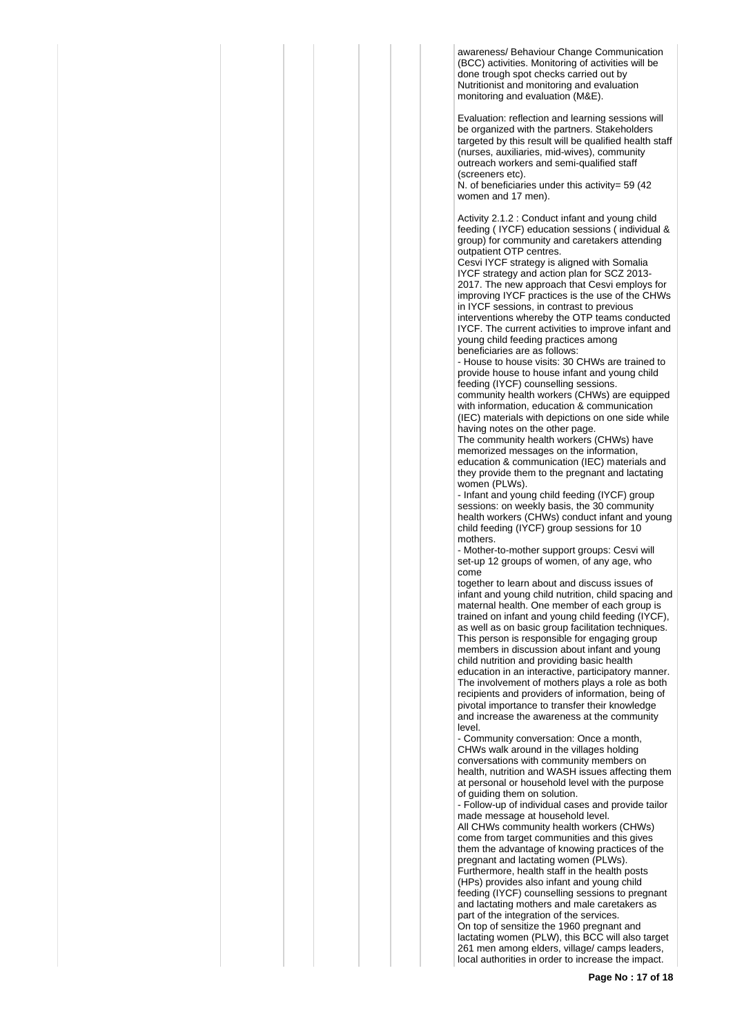awareness/ Behaviour Change Communication (BCC) activities. Monitoring of activities will be done trough spot checks carried out by Nutritionist and monitoring and evaluation monitoring and evaluation (M&E).

Evaluation: reflection and learning sessions will be organized with the partners. Stakeholders targeted by this result will be qualified health staff (nurses, auxiliaries, mid-wives), community outreach workers and semi-qualified staff (screeners etc).
N. of beneficiaries under this activity= 59 (42 women and 17 men).

Activity 2.1.2 : Conduct infant and young child feeding ( IYCF) education sessions ( individual & group) for community and caretakers attending outpatient OTP centres.
Cesvi IYCF strategy is aligned with Somalia IYCF strategy and action plan for SCZ 2013-2017. The new approach that Cesvi employs for improving IYCF practices is the use of the CHWs in IYCF sessions, in contrast to previous interventions whereby the OTP teams conducted IYCF. The current activities to improve infant and young child feeding practices among beneficiaries are as follows:
- House to house visits: 30 CHWs are trained to provide house to house infant and young child feeding (IYCF) counselling sessions.
community health workers (CHWs) are equipped with information, education & communication (IEC) materials with depictions on one side while having notes on the other page.
The community health workers (CHWs) have memorized messages on the information, education & communication (IEC) materials and they provide them to the pregnant and lactating women (PLWs).
- Infant and young child feeding (IYCF) group sessions: on weekly basis, the 30 community health workers (CHWs) conduct infant and young child feeding (IYCF) group sessions for 10 mothers.
- Mother-to-mother support groups: Cesvi will set-up 12 groups of women, of any age, who come
together to learn about and discuss issues of infant and young child nutrition, child spacing and maternal health. One member of each group is trained on infant and young child feeding (IYCF), as well as on basic group facilitation techniques. This person is responsible for engaging group members in discussion about infant and young child nutrition and providing basic health education in an interactive, participatory manner. The involvement of mothers plays a role as both recipients and providers of information, being of pivotal importance to transfer their knowledge and increase the awareness at the community level.
- Community conversation: Once a month, CHWs walk around in the villages holding conversations with community members on health, nutrition and WASH issues affecting them at personal or household level with the purpose of guiding them on solution.
- Follow-up of individual cases and provide tailor made message at household level.
All CHWs community health workers (CHWs) come from target communities and this gives them the advantage of knowing practices of the pregnant and lactating women (PLWs).
Furthermore, health staff in the health posts (HPs) provides also infant and young child feeding (IYCF) counselling sessions to pregnant and lactating mothers and male caretakers as part of the integration of the services.
On top of sensitize the 1960 pregnant and lactating women (PLW), this BCC will also target 261 men among elders, village/ camps leaders, local authorities in order to increase the impact.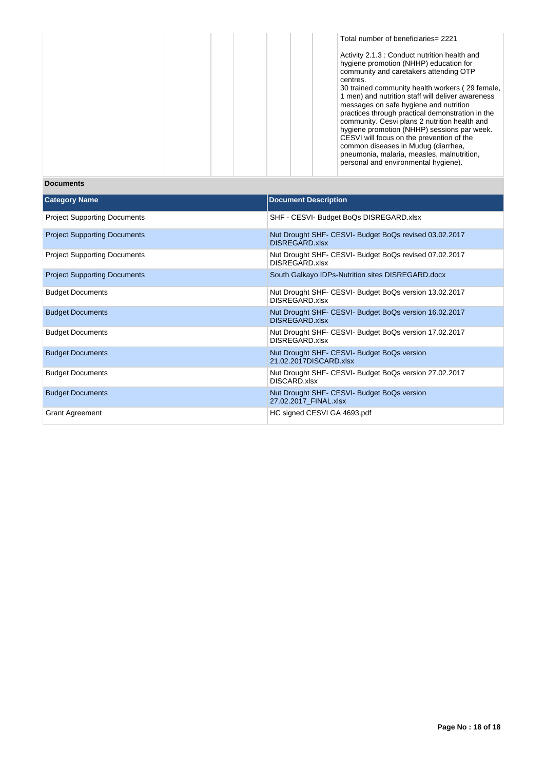| | | | | | | | |
|---|---|---|---|---|---|---|---|
| | | | | | | | Total number of beneficiaries= 2221<br><br>Activity 2.1.3 : Conduct nutrition health and hygiene promotion (NHHP) education for community and caretakers attending OTP centres.<br>30 trained community health workers ( 29 female, 1 men) and nutrition staff will deliver awareness messages on safe hygiene and nutrition practices through practical demonstration in the community. Cesvi plans 2 nutrition health and hygiene promotion (NHHP) sessions par week. CESVI will focus on the prevention of the common diseases in Mudug (diarrhea, pneumonia, malaria, measles, malnutrition, personal and environmental hygiene). |

**Documents**

| Category Name | Document Description |
|---|---|
| Project Supporting Documents | SHF - CESVI- Budget BoQs DISREGARD.xlsx |
| Project Supporting Documents | Nut Drought SHF- CESVI- Budget BoQs revised 03.02.2017 DISREGARD.xlsx |
| Project Supporting Documents | Nut Drought SHF- CESVI- Budget BoQs revised 07.02.2017 DISREGARD.xlsx |
| Project Supporting Documents | South Galkayo IDPs-Nutrition sites DISREGARD.docx |
| Budget Documents | Nut Drought SHF- CESVI- Budget BoQs version 13.02.2017 DISREGARD.xlsx |
| Budget Documents | Nut Drought SHF- CESVI- Budget BoQs version 16.02.2017 DISREGARD.xlsx |
| Budget Documents | Nut Drought SHF- CESVI- Budget BoQs version 17.02.2017 DISREGARD.xlsx |
| Budget Documents | Nut Drought SHF- CESVI- Budget BoQs version 21.02.2017DISCARD.xlsx |
| Budget Documents | Nut Drought SHF- CESVI- Budget BoQs version 27.02.2017 DISCARD.xlsx |
| Budget Documents | Nut Drought SHF- CESVI- Budget BoQs version 27.02.2017_FINAL.xlsx |
| Grant Agreement | HC signed CESVI GA 4693.pdf |